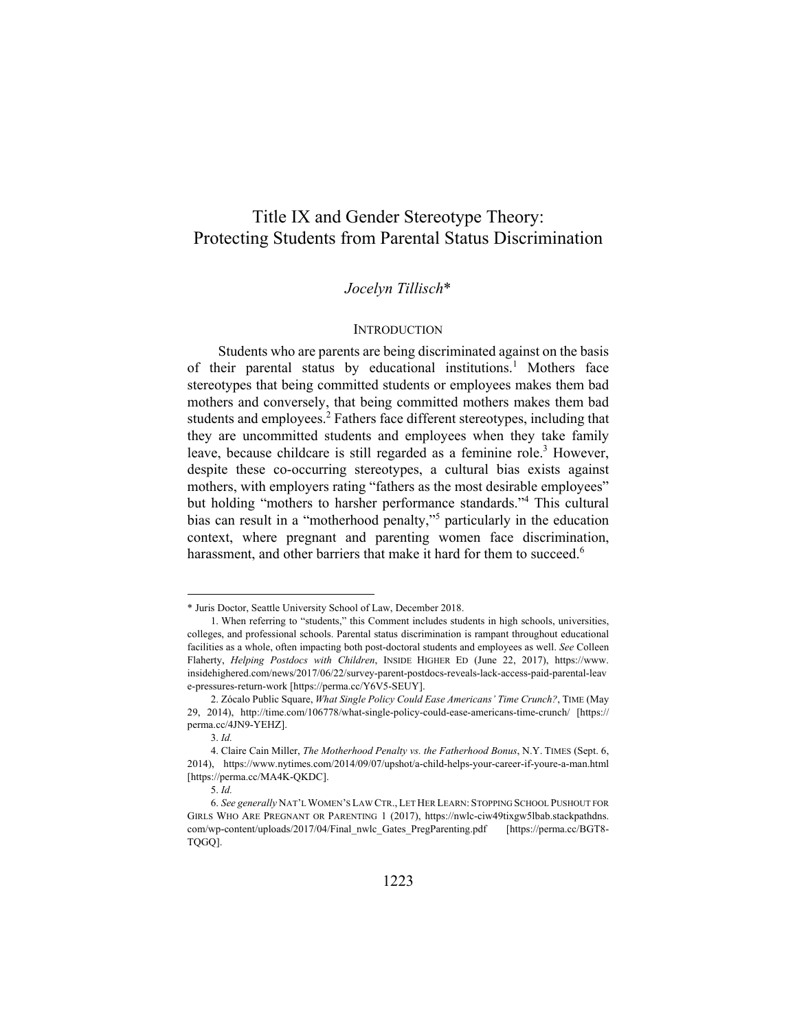# Title IX and Gender Stereotype Theory: Protecting Students from Parental Status Discrimination

*Jocelyn Tillisch\**

## INTRODUCTION

Students who are parents are being discriminated against on the basis of their parental status by educational institutions.[1] Mothers face stereotypes that being committed students or employees makes them bad mothers and conversely, that being committed mothers makes them bad students and employees.[2] Fathers face different stereotypes, including that they are uncommitted students and employees when they take family leave, because childcare is still regarded as a feminine role.[3] However, despite these co-occurring stereotypes, a cultural bias exists against mothers, with employers rating "fathers as the most desirable employees" but holding "mothers to harsher performance standards."[4] This cultural bias can result in a "motherhood penalty,"[5] particularly in the education context, where pregnant and parenting women face discrimination, harassment, and other barriers that make it hard for them to succeed.[6]

---

\* Juris Doctor, Seattle University School of Law, December 2018.

1. When referring to "students," this Comment includes students in high schools, universities, colleges, and professional schools. Parental status discrimination is rampant throughout educational facilities as a whole, often impacting both post-doctoral students and employees as well. *See* Colleen Flaherty, *Helping Postdocs with Children*, INSIDE HIGHER ED (June 22, 2017), https://www.insidehighered.com/news/2017/06/22/survey-parent-postdocs-reveals-lack-access-paid-parental-leave-pressures-return-work [https://perma.cc/Y6V5-SEUY].

2. Zócalo Public Square, *What Single Policy Could Ease Americans' Time Crunch?*, TIME (May 29, 2014), http://time.com/106778/what-single-policy-could-ease-americans-time-crunch/ [https://perma.cc/4JN9-YEHZ].

3. *Id.*

4. Claire Cain Miller, *The Motherhood Penalty vs. the Fatherhood Bonus*, N.Y. TIMES (Sept. 6, 2014), https://www.nytimes.com/2014/09/07/upshot/a-child-helps-your-career-if-youre-a-man.html [https://perma.cc/MA4K-QKDC].

5. *Id.*

6. *See generally* NAT'L WOMEN'S LAW CTR., LET HER LEARN: STOPPING SCHOOL PUSHOUT FOR GIRLS WHO ARE PREGNANT OR PARENTING 1 (2017), https://nwlc-ciw49tixgw5lbab.stackpathdns.com/wp-content/uploads/2017/04/Final_nwlc_Gates_PregParenting.pdf [https://perma.cc/BGT8-TQGQ].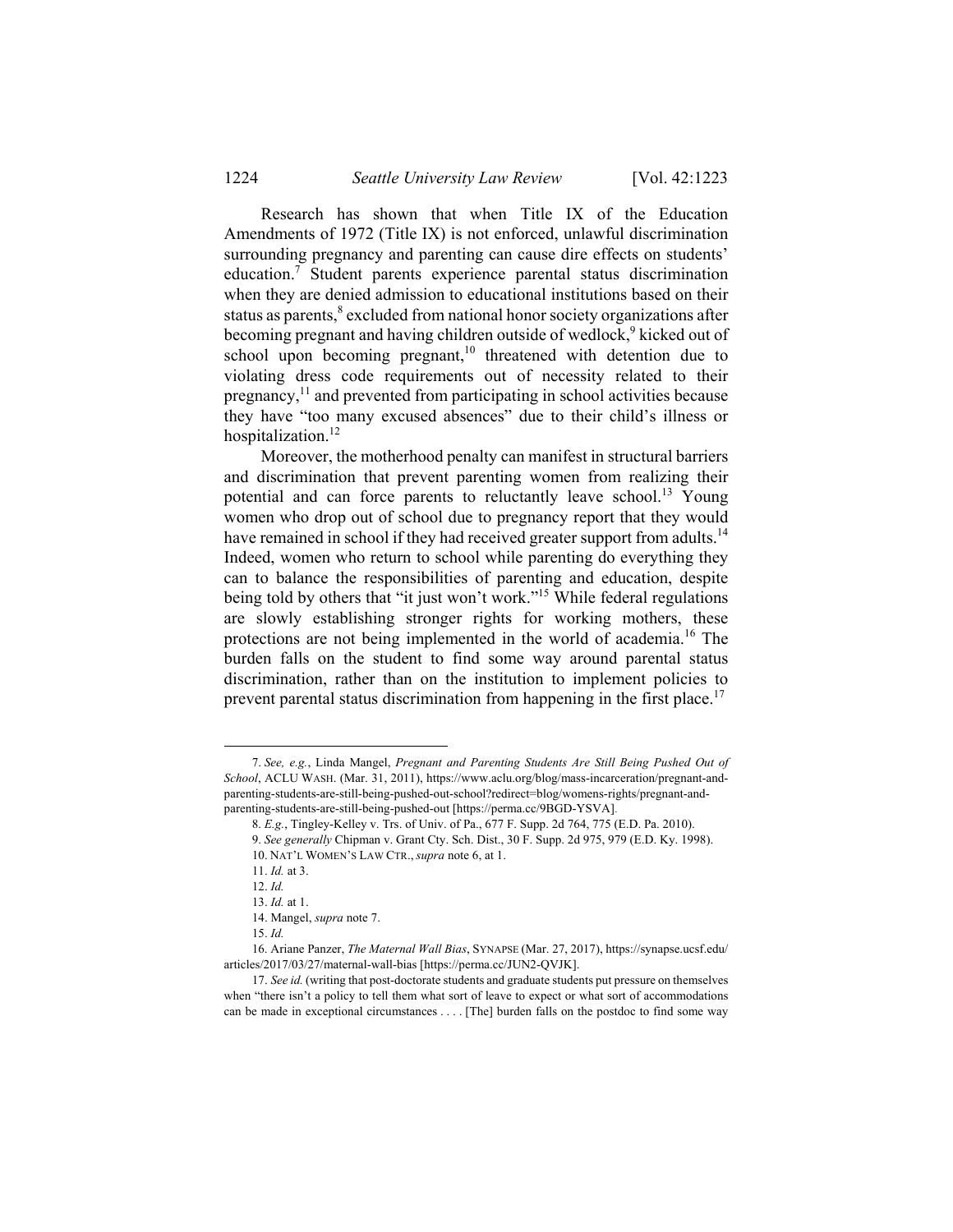Research has shown that when Title IX of the Education Amendments of 1972 (Title IX) is not enforced, unlawful discrimination surrounding pregnancy and parenting can cause dire effects on students' education.[7] Student parents experience parental status discrimination when they are denied admission to educational institutions based on their status as parents,[8] excluded from national honor society organizations after becoming pregnant and having children outside of wedlock,[9] kicked out of school upon becoming pregnant,[10] threatened with detention due to violating dress code requirements out of necessity related to their pregnancy,[11] and prevented from participating in school activities because they have "too many excused absences" due to their child's illness or hospitalization.[12]

Moreover, the motherhood penalty can manifest in structural barriers and discrimination that prevent parenting women from realizing their potential and can force parents to reluctantly leave school.[13] Young women who drop out of school due to pregnancy report that they would have remained in school if they had received greater support from adults.[14] Indeed, women who return to school while parenting do everything they can to balance the responsibilities of parenting and education, despite being told by others that "it just won't work."[15] While federal regulations are slowly establishing stronger rights for working mothers, these protections are not being implemented in the world of academia.[16] The burden falls on the student to find some way around parental status discrimination, rather than on the institution to implement policies to prevent parental status discrimination from happening in the first place.[17]

---

7. *See, e.g.*, Linda Mangel, *Pregnant and Parenting Students Are Still Being Pushed Out of School*, ACLU WASH. (Mar. 31, 2011), https://www.aclu.org/blog/mass-incarceration/pregnant-and-parenting-students-are-still-being-pushed-out-school?redirect=blog/womens-rights/pregnant-and-parenting-students-are-still-being-pushed-out [https://perma.cc/9BGD-YSVA].

8. *E.g.*, Tingley-Kelley v. Trs. of Univ. of Pa., 677 F. Supp. 2d 764, 775 (E.D. Pa. 2010).

9. *See generally* Chipman v. Grant Cty. Sch. Dist., 30 F. Supp. 2d 975, 979 (E.D. Ky. 1998).

10. NAT'L WOMEN'S LAW CTR., *supra* note 6, at 1.

11. *Id.* at 3.

12. *Id.*

13. *Id.* at 1.

14. Mangel, *supra* note 7.

15. *Id.*

16. Ariane Panzer, *The Maternal Wall Bias*, SYNAPSE (Mar. 27, 2017), https://synapse.ucsf.edu/articles/2017/03/27/maternal-wall-bias [https://perma.cc/JUN2-QVJK].

17. *See id.* (writing that post-doctorate students and graduate students put pressure on themselves when "there isn't a policy to tell them what sort of leave to expect or what sort of accommodations can be made in exceptional circumstances . . . . [The] burden falls on the postdoc to find some way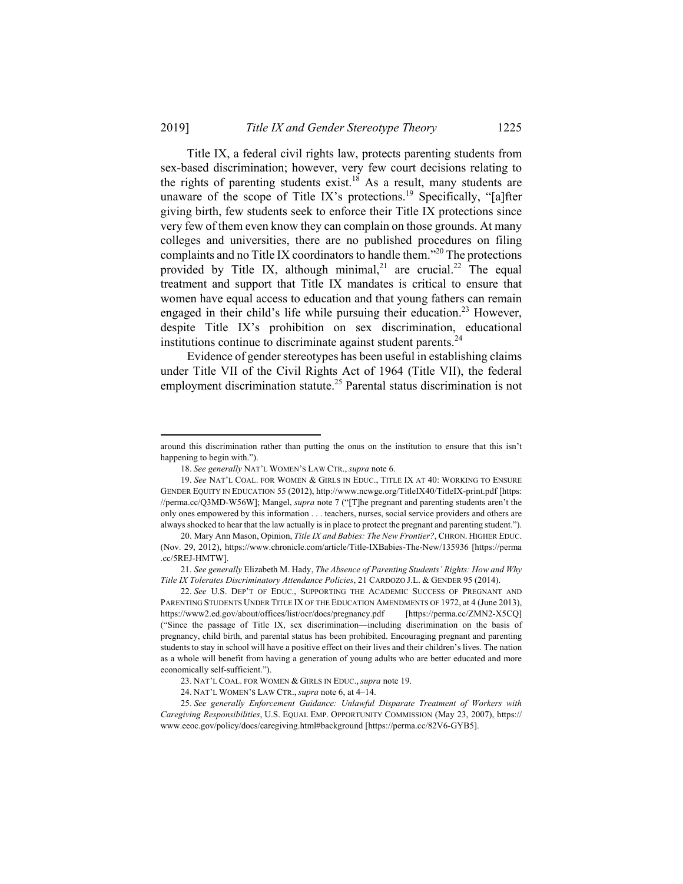Title IX, a federal civil rights law, protects parenting students from sex-based discrimination; however, very few court decisions relating to the rights of parenting students exist.[18] As a result, many students are unaware of the scope of Title IX's protections.[19] Specifically, "[a]fter giving birth, few students seek to enforce their Title IX protections since very few of them even know they can complain on those grounds. At many colleges and universities, there are no published procedures on filing complaints and no Title IX coordinators to handle them."[20] The protections provided by Title IX, although minimal,[21] are crucial.[22] The equal treatment and support that Title IX mandates is critical to ensure that women have equal access to education and that young fathers can remain engaged in their child's life while pursuing their education.[23] However, despite Title IX's prohibition on sex discrimination, educational institutions continue to discriminate against student parents.[24]

Evidence of gender stereotypes has been useful in establishing claims under Title VII of the Civil Rights Act of 1964 (Title VII), the federal employment discrimination statute.[25] Parental status discrimination is not

---

around this discrimination rather than putting the onus on the institution to ensure that this isn't happening to begin with.").

18. *See generally* NAT'L WOMEN'S LAW CTR., *supra* note 6.

19. *See* NAT'L COAL. FOR WOMEN & GIRLS IN EDUC., TITLE IX AT 40: WORKING TO ENSURE GENDER EQUITY IN EDUCATION 55 (2012), http://www.ncwge.org/TitleIX40/TitleIX-print.pdf [https://perma.cc/Q3MD-W56W]; Mangel, *supra* note 7 ("[T]he pregnant and parenting students aren't the only ones empowered by this information . . . teachers, nurses, social service providers and others are always shocked to hear that the law actually is in place to protect the pregnant and parenting student.").

20. Mary Ann Mason, Opinion, *Title IX and Babies: The New Frontier?*, CHRON. HIGHER EDUC. (Nov. 29, 2012), https://www.chronicle.com/article/Title-IXBabies-The-New/135936 [https://perma.cc/5REJ-HMTW].

21. *See generally* Elizabeth M. Hady, *The Absence of Parenting Students' Rights: How and Why Title IX Tolerates Discriminatory Attendance Policies*, 21 CARDOZO J.L. & GENDER 95 (2014).

22. *See* U.S. DEP'T OF EDUC., SUPPORTING THE ACADEMIC SUCCESS OF PREGNANT AND PARENTING STUDENTS UNDER TITLE IX OF THE EDUCATION AMENDMENTS OF 1972, at 4 (June 2013), https://www2.ed.gov/about/offices/list/ocr/docs/pregnancy.pdf [https://perma.cc/ZMN2-X5CQ] ("Since the passage of Title IX, sex discrimination—including discrimination on the basis of pregnancy, child birth, and parental status has been prohibited. Encouraging pregnant and parenting students to stay in school will have a positive effect on their lives and their children's lives. The nation as a whole will benefit from having a generation of young adults who are better educated and more economically self-sufficient.").

23. NAT'L COAL. FOR WOMEN & GIRLS IN EDUC., *supra* note 19.

24. NAT'L WOMEN'S LAW CTR., *supra* note 6, at 4–14.

25. *See generally Enforcement Guidance: Unlawful Disparate Treatment of Workers with Caregiving Responsibilities*, U.S. EQUAL EMP. OPPORTUNITY COMMISSION (May 23, 2007), https://www.eeoc.gov/policy/docs/caregiving.html#background [https://perma.cc/82V6-GYB5].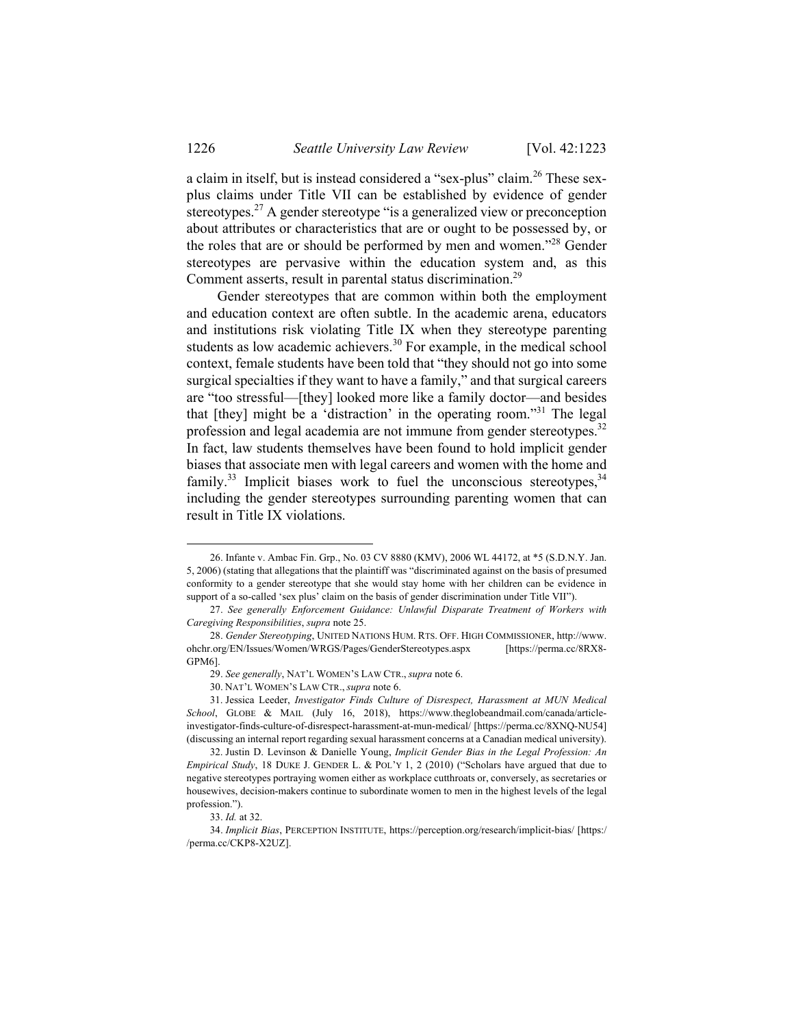a claim in itself, but is instead considered a "sex-plus" claim.[26] These sex-plus claims under Title VII can be established by evidence of gender stereotypes.[27] A gender stereotype "is a generalized view or preconception about attributes or characteristics that are or ought to be possessed by, or the roles that are or should be performed by men and women."[28] Gender stereotypes are pervasive within the education system and, as this Comment asserts, result in parental status discrimination.[29]

Gender stereotypes that are common within both the employment and education context are often subtle. In the academic arena, educators and institutions risk violating Title IX when they stereotype parenting students as low academic achievers.[30] For example, in the medical school context, female students have been told that "they should not go into some surgical specialties if they want to have a family," and that surgical careers are "too stressful—[they] looked more like a family doctor—and besides that [they] might be a 'distraction' in the operating room."[31] The legal profession and legal academia are not immune from gender stereotypes.[32] In fact, law students themselves have been found to hold implicit gender biases that associate men with legal careers and women with the home and family.[33] Implicit biases work to fuel the unconscious stereotypes,[34] including the gender stereotypes surrounding parenting women that can result in Title IX violations.

---

26. Infante v. Ambac Fin. Grp., No. 03 CV 8880 (KMV), 2006 WL 44172, at *5 (S.D.N.Y. Jan. 5, 2006) (stating that allegations that the plaintiff was "discriminated against on the basis of presumed conformity to a gender stereotype that she would stay home with her children can be evidence in support of a so-called 'sex plus' claim on the basis of gender discrimination under Title VII").

27. *See generally Enforcement Guidance: Unlawful Disparate Treatment of Workers with Caregiving Responsibilities*, *supra* note 25.

28. *Gender Stereotyping*, UNITED NATIONS HUM. RTS. OFF. HIGH COMMISSIONER, http://www.ohchr.org/EN/Issues/Women/WRGS/Pages/GenderStereotypes.aspx [https://perma.cc/8RX8-GPM6].

29. *See generally*, NAT'L WOMEN'S LAW CTR., *supra* note 6.

30. NAT'L WOMEN'S LAW CTR., *supra* note 6.

31. Jessica Leeder, *Investigator Finds Culture of Disrespect, Harassment at MUN Medical School*, GLOBE & MAIL (July 16, 2018), https://www.theglobeandmail.com/canada/article-investigator-finds-culture-of-disrespect-harassment-at-mun-medical/ [https://perma.cc/8XNQ-NU54] (discussing an internal report regarding sexual harassment concerns at a Canadian medical university).

32. Justin D. Levinson & Danielle Young, *Implicit Gender Bias in the Legal Profession: An Empirical Study*, 18 DUKE J. GENDER L. & POL'Y 1, 2 (2010) ("Scholars have argued that due to negative stereotypes portraying women either as workplace cutthroats or, conversely, as secretaries or housewives, decision-makers continue to subordinate women to men in the highest levels of the legal profession.").

33. *Id.* at 32.

34. *Implicit Bias*, PERCEPTION INSTITUTE, https://perception.org/research/implicit-bias/ [https://perma.cc/CKP8-X2UZ].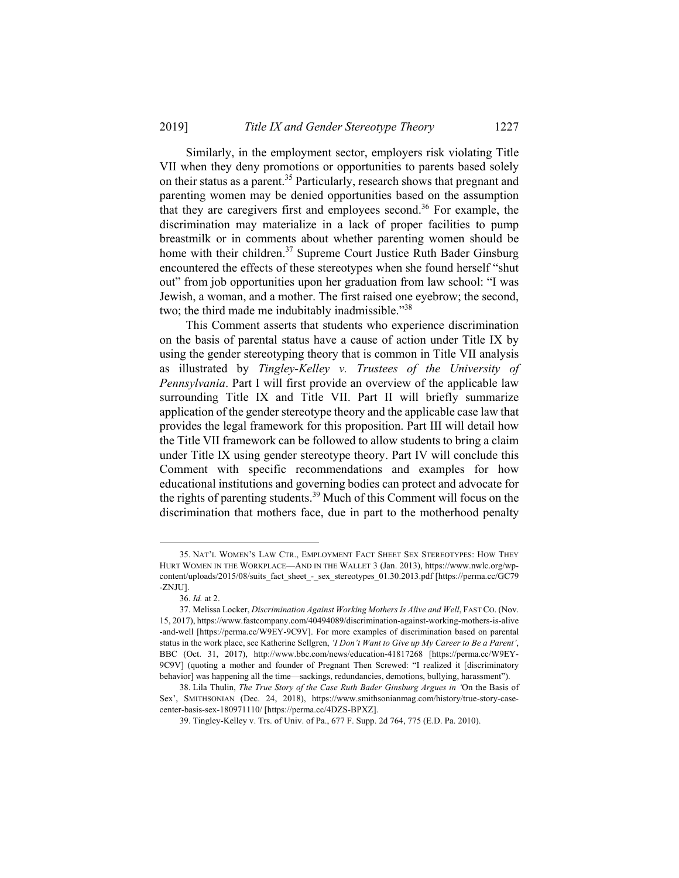Similarly, in the employment sector, employers risk violating Title VII when they deny promotions or opportunities to parents based solely on their status as a parent.[35] Particularly, research shows that pregnant and parenting women may be denied opportunities based on the assumption that they are caregivers first and employees second.[36] For example, the discrimination may materialize in a lack of proper facilities to pump breastmilk or in comments about whether parenting women should be home with their children.[37] Supreme Court Justice Ruth Bader Ginsburg encountered the effects of these stereotypes when she found herself "shut out" from job opportunities upon her graduation from law school: "I was Jewish, a woman, and a mother. The first raised one eyebrow; the second, two; the third made me indubitably inadmissible."[38]

This Comment asserts that students who experience discrimination on the basis of parental status have a cause of action under Title IX by using the gender stereotyping theory that is common in Title VII analysis as illustrated by *Tingley-Kelley v. Trustees of the University of Pennsylvania*. Part I will first provide an overview of the applicable law surrounding Title IX and Title VII. Part II will briefly summarize application of the gender stereotype theory and the applicable case law that provides the legal framework for this proposition. Part III will detail how the Title VII framework can be followed to allow students to bring a claim under Title IX using gender stereotype theory. Part IV will conclude this Comment with specific recommendations and examples for how educational institutions and governing bodies can protect and advocate for the rights of parenting students.[39] Much of this Comment will focus on the discrimination that mothers face, due in part to the motherhood penalty

---

35. NAT'L WOMEN'S LAW CTR., EMPLOYMENT FACT SHEET SEX STEREOTYPES: HOW THEY HURT WOMEN IN THE WORKPLACE—AND IN THE WALLET 3 (Jan. 2013), https://www.nwlc.org/wp-content/uploads/2015/08/suits_fact_sheet_-_sex_stereotypes_01.30.2013.pdf [https://perma.cc/GC79-ZNJU].

36. *Id.* at 2.

37. Melissa Locker, *Discrimination Against Working Mothers Is Alive and Well*, FAST CO. (Nov. 15, 2017), https://www.fastcompany.com/40494089/discrimination-against-working-mothers-is-alive-and-well [https://perma.cc/W9EY-9C9V]. For more examples of discrimination based on parental status in the work place, see Katherine Sellgren, *'I Don't Want to Give up My Career to Be a Parent'*, BBC (Oct. 31, 2017), http://www.bbc.com/news/education-41817268 [https://perma.cc/W9EY-9C9V] (quoting a mother and founder of Pregnant Then Screwed: "I realized it [discriminatory behavior] was happening all the time—sackings, redundancies, demotions, bullying, harassment").

38. Lila Thulin, *The True Story of the Case Ruth Bader Ginsburg Argues in '*On the Basis of Sex*'*, SMITHSONIAN (Dec. 24, 2018), https://www.smithsonianmag.com/history/true-story-case-center-basis-sex-180971110/ [https://perma.cc/4DZS-BPXZ].

39. Tingley-Kelley v. Trs. of Univ. of Pa., 677 F. Supp. 2d 764, 775 (E.D. Pa. 2010).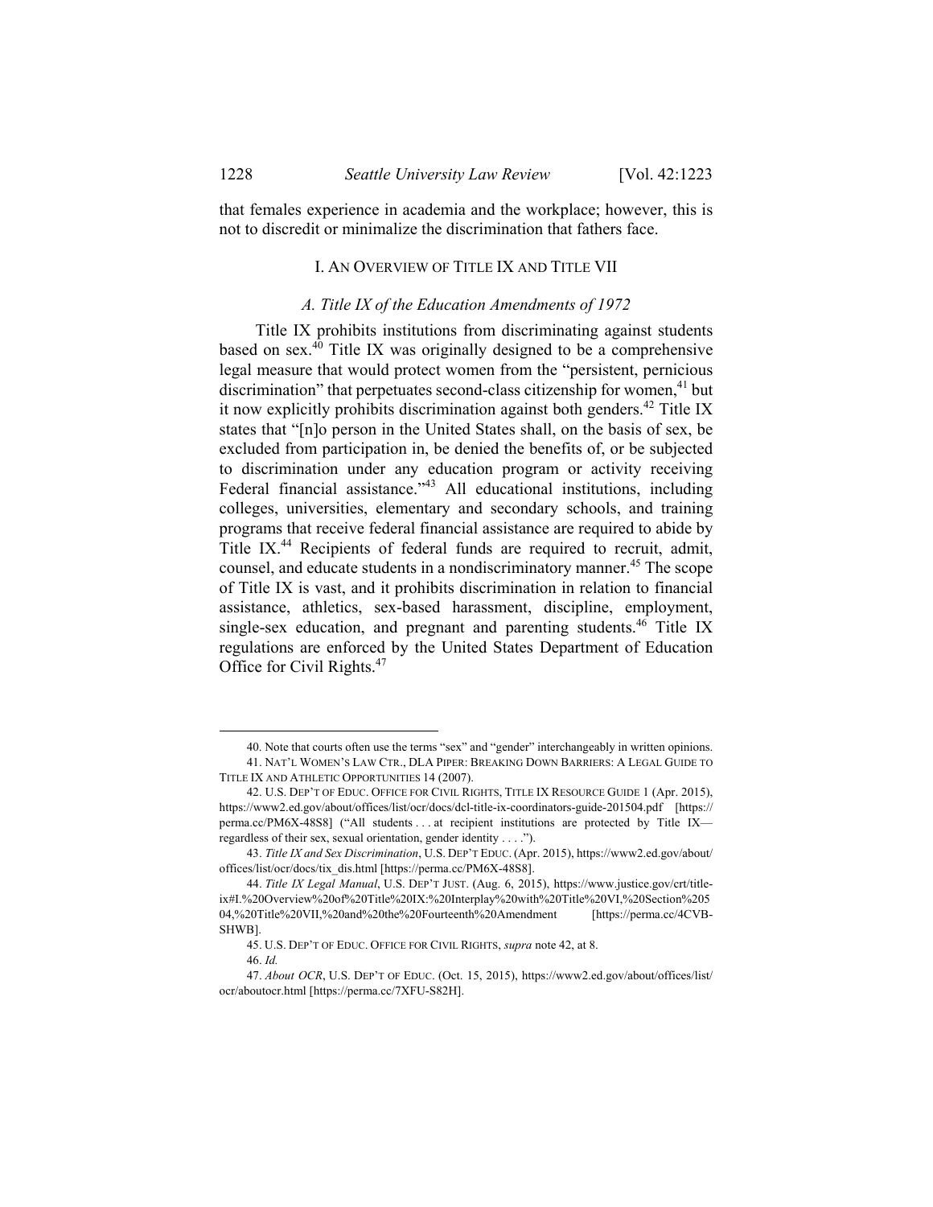that females experience in academia and the workplace; however, this is not to discredit or minimalize the discrimination that fathers face.

## I. AN OVERVIEW OF TITLE IX AND TITLE VII

### *A. Title IX of the Education Amendments of 1972*

Title IX prohibits institutions from discriminating against students based on sex.[40] Title IX was originally designed to be a comprehensive legal measure that would protect women from the "persistent, pernicious discrimination" that perpetuates second-class citizenship for women,[41] but it now explicitly prohibits discrimination against both genders.[42] Title IX states that "[n]o person in the United States shall, on the basis of sex, be excluded from participation in, be denied the benefits of, or be subjected to discrimination under any education program or activity receiving Federal financial assistance."[43] All educational institutions, including colleges, universities, elementary and secondary schools, and training programs that receive federal financial assistance are required to abide by Title IX.[44] Recipients of federal funds are required to recruit, admit, counsel, and educate students in a nondiscriminatory manner.[45] The scope of Title IX is vast, and it prohibits discrimination in relation to financial assistance, athletics, sex-based harassment, discipline, employment, single-sex education, and pregnant and parenting students.[46] Title IX regulations are enforced by the United States Department of Education Office for Civil Rights.[47]

---

40. Note that courts often use the terms "sex" and "gender" interchangeably in written opinions.

41. NAT'L WOMEN'S LAW CTR., DLA PIPER: BREAKING DOWN BARRIERS: A LEGAL GUIDE TO TITLE IX AND ATHLETIC OPPORTUNITIES 14 (2007).

42. U.S. DEP'T OF EDUC. OFFICE FOR CIVIL RIGHTS, TITLE IX RESOURCE GUIDE 1 (Apr. 2015), https://www2.ed.gov/about/offices/list/ocr/docs/dcl-title-ix-coordinators-guide-201504.pdf [https://perma.cc/PM6X-48S8] ("All students . . . at recipient institutions are protected by Title IX—regardless of their sex, sexual orientation, gender identity . . . .").

43. *Title IX and Sex Discrimination*, U.S. DEP'T EDUC. (Apr. 2015), https://www2.ed.gov/about/offices/list/ocr/docs/tix_dis.html [https://perma.cc/PM6X-48S8].

44. *Title IX Legal Manual*, U.S. DEP'T JUST. (Aug. 6, 2015), https://www.justice.gov/crt/title-ix#I.%20Overview%20of%20Title%20IX:%20Interplay%20with%20Title%20VI,%20Section%20504,%20Title%20VII,%20and%20the%20Fourteenth%20Amendment [https://perma.cc/4CVB-SHWB].

45. U.S. DEP'T OF EDUC. OFFICE FOR CIVIL RIGHTS, *supra* note 42, at 8.

46. *Id.*

47. *About OCR*, U.S. DEP'T OF EDUC. (Oct. 15, 2015), https://www2.ed.gov/about/offices/list/ocr/aboutocr.html [https://perma.cc/7XFU-S82H].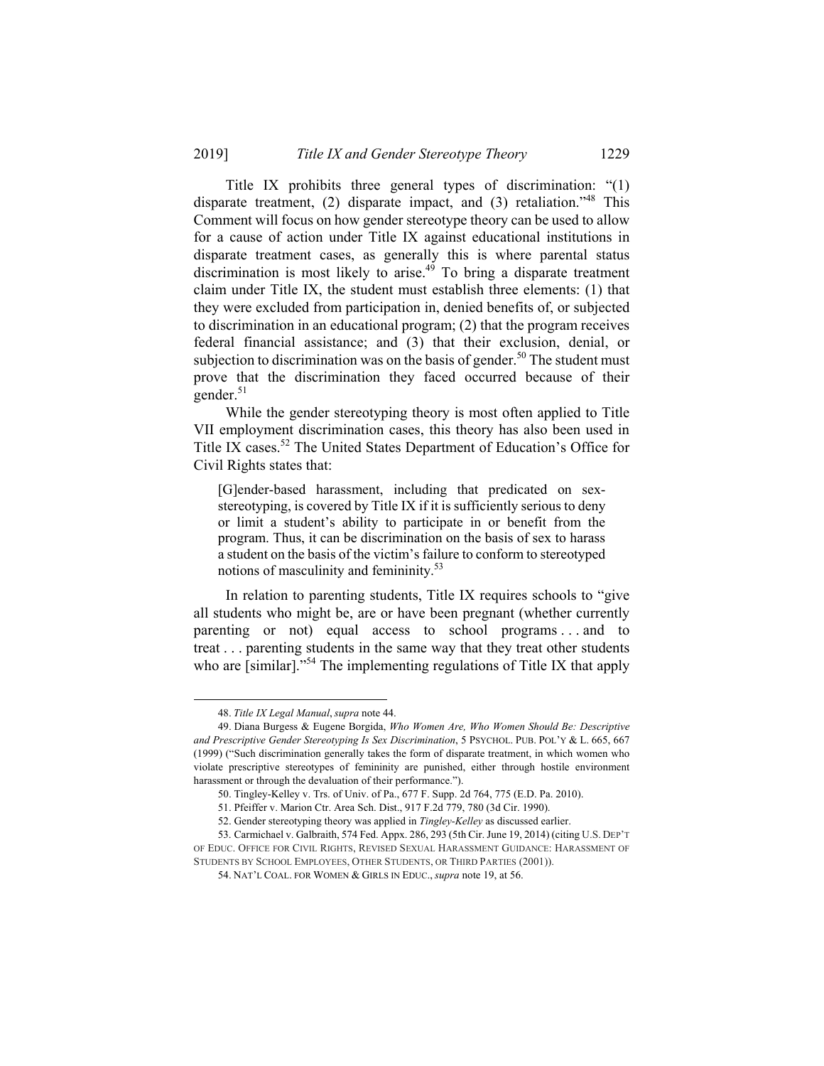Title IX prohibits three general types of discrimination: "(1) disparate treatment, (2) disparate impact, and (3) retaliation."[48] This Comment will focus on how gender stereotype theory can be used to allow for a cause of action under Title IX against educational institutions in disparate treatment cases, as generally this is where parental status discrimination is most likely to arise.[49] To bring a disparate treatment claim under Title IX, the student must establish three elements: (1) that they were excluded from participation in, denied benefits of, or subjected to discrimination in an educational program; (2) that the program receives federal financial assistance; and (3) that their exclusion, denial, or subjection to discrimination was on the basis of gender.[50] The student must prove that the discrimination they faced occurred because of their gender.[51]

While the gender stereotyping theory is most often applied to Title VII employment discrimination cases, this theory has also been used in Title IX cases.[52] The United States Department of Education's Office for Civil Rights states that:

> [G]ender-based harassment, including that predicated on sex-stereotyping, is covered by Title IX if it is sufficiently serious to deny or limit a student's ability to participate in or benefit from the program. Thus, it can be discrimination on the basis of sex to harass a student on the basis of the victim's failure to conform to stereotyped notions of masculinity and femininity.[53]

In relation to parenting students, Title IX requires schools to "give all students who might be, are or have been pregnant (whether currently parenting or not) equal access to school programs . . . and to treat . . . parenting students in the same way that they treat other students who are [similar]."[54] The implementing regulations of Title IX that apply

---

48. *Title IX Legal Manual*, *supra* note 44.

49. Diana Burgess & Eugene Borgida, *Who Women Are, Who Women Should Be: Descriptive and Prescriptive Gender Stereotyping Is Sex Discrimination*, 5 PSYCHOL. PUB. POL'Y & L. 665, 667 (1999) ("Such discrimination generally takes the form of disparate treatment, in which women who violate prescriptive stereotypes of femininity are punished, either through hostile environment harassment or through the devaluation of their performance.").

50. Tingley-Kelley v. Trs. of Univ. of Pa., 677 F. Supp. 2d 764, 775 (E.D. Pa. 2010).

51. Pfeiffer v. Marion Ctr. Area Sch. Dist., 917 F.2d 779, 780 (3d Cir. 1990).

52. Gender stereotyping theory was applied in *Tingley-Kelley* as discussed earlier.

53. Carmichael v. Galbraith, 574 Fed. Appx. 286, 293 (5th Cir. June 19, 2014) (citing U.S. DEP'T OF EDUC. OFFICE FOR CIVIL RIGHTS, REVISED SEXUAL HARASSMENT GUIDANCE: HARASSMENT OF STUDENTS BY SCHOOL EMPLOYEES, OTHER STUDENTS, OR THIRD PARTIES (2001)).

54. NAT'L COAL. FOR WOMEN & GIRLS IN EDUC., *supra* note 19, at 56.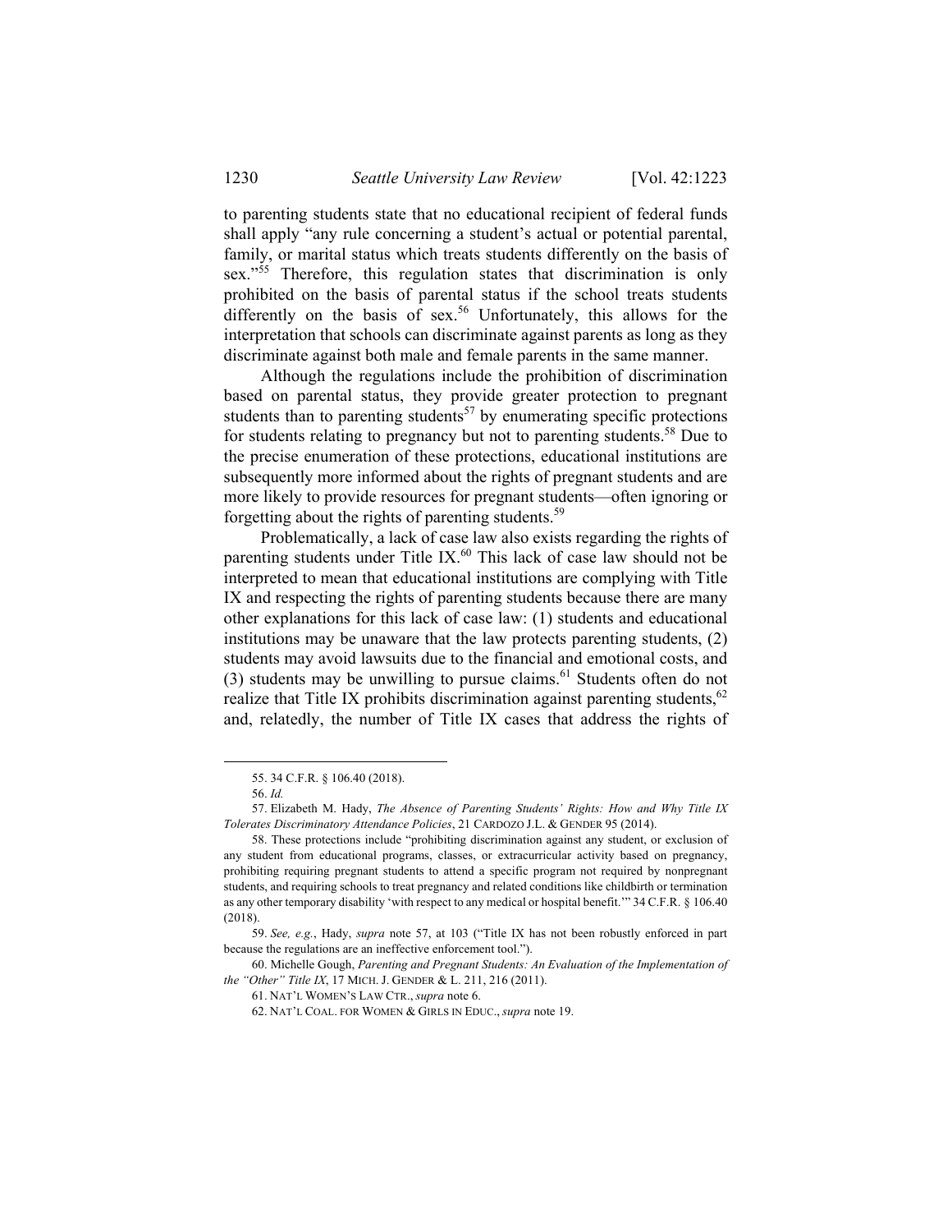to parenting students state that no educational recipient of federal funds shall apply "any rule concerning a student's actual or potential parental, family, or marital status which treats students differently on the basis of sex."[55] Therefore, this regulation states that discrimination is only prohibited on the basis of parental status if the school treats students differently on the basis of sex.[56] Unfortunately, this allows for the interpretation that schools can discriminate against parents as long as they discriminate against both male and female parents in the same manner.

Although the regulations include the prohibition of discrimination based on parental status, they provide greater protection to pregnant students than to parenting students[57] by enumerating specific protections for students relating to pregnancy but not to parenting students.[58] Due to the precise enumeration of these protections, educational institutions are subsequently more informed about the rights of pregnant students and are more likely to provide resources for pregnant students—often ignoring or forgetting about the rights of parenting students.[59]

Problematically, a lack of case law also exists regarding the rights of parenting students under Title IX.[60] This lack of case law should not be interpreted to mean that educational institutions are complying with Title IX and respecting the rights of parenting students because there are many other explanations for this lack of case law: (1) students and educational institutions may be unaware that the law protects parenting students, (2) students may avoid lawsuits due to the financial and emotional costs, and (3) students may be unwilling to pursue claims.[61] Students often do not realize that Title IX prohibits discrimination against parenting students,[62] and, relatedly, the number of Title IX cases that address the rights of

---

55. 34 C.F.R. § 106.40 (2018).

56. *Id.*

57. Elizabeth M. Hady, *The Absence of Parenting Students' Rights: How and Why Title IX Tolerates Discriminatory Attendance Policies*, 21 CARDOZO J.L. & GENDER 95 (2014).

58. These protections include "prohibiting discrimination against any student, or exclusion of any student from educational programs, classes, or extracurricular activity based on pregnancy, prohibiting requiring pregnant students to attend a specific program not required by nonpregnant students, and requiring schools to treat pregnancy and related conditions like childbirth or termination as any other temporary disability 'with respect to any medical or hospital benefit.'" 34 C.F.R. § 106.40 (2018).

59. *See, e.g.*, Hady, *supra* note 57, at 103 ("Title IX has not been robustly enforced in part because the regulations are an ineffective enforcement tool.").

60. Michelle Gough, *Parenting and Pregnant Students: An Evaluation of the Implementation of the "Other" Title IX*, 17 MICH. J. GENDER & L. 211, 216 (2011).

61. NAT'L WOMEN'S LAW CTR., *supra* note 6.

62. NAT'L COAL. FOR WOMEN & GIRLS IN EDUC., *supra* note 19.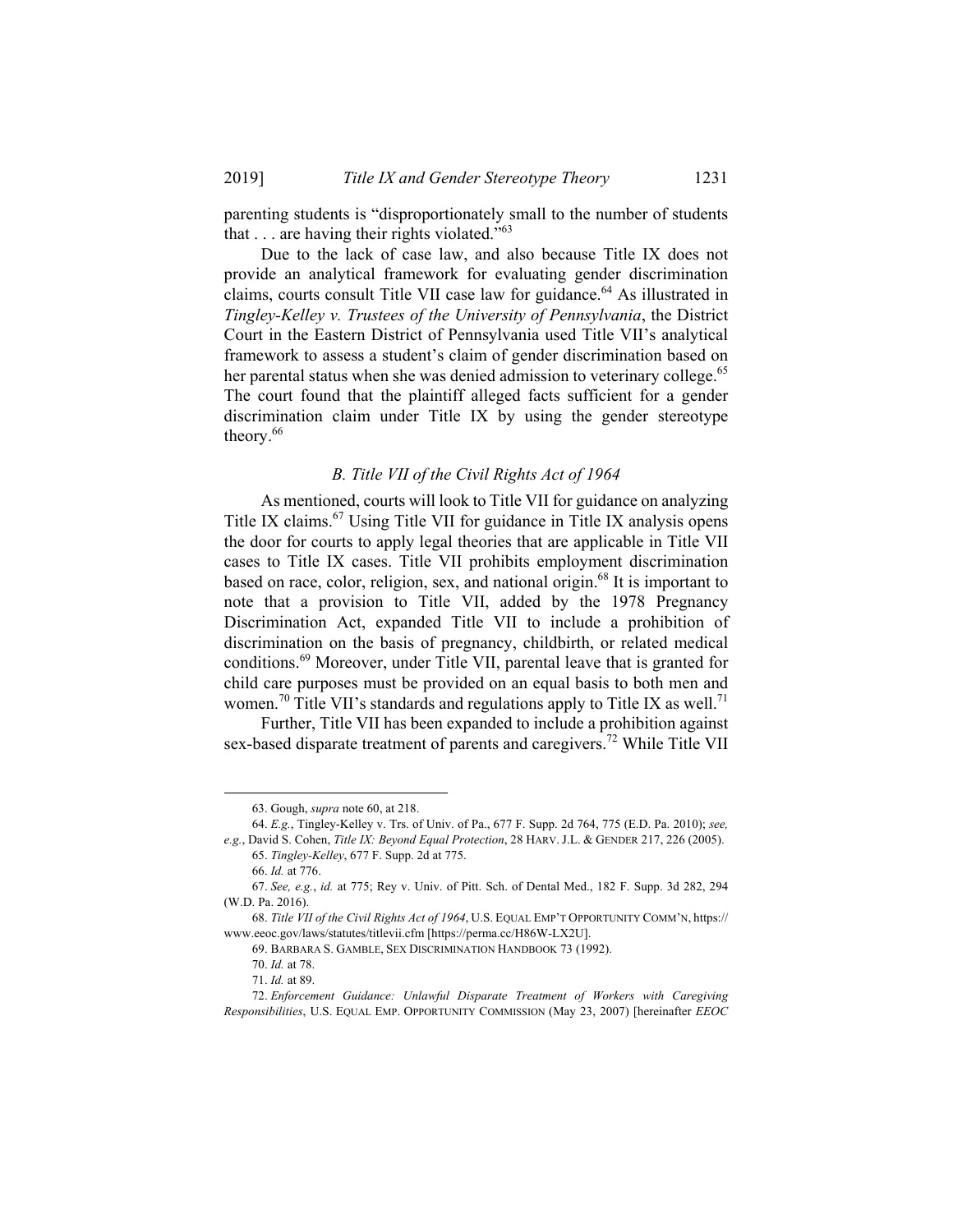parenting students is "disproportionately small to the number of students that . . . are having their rights violated."[63]

Due to the lack of case law, and also because Title IX does not provide an analytical framework for evaluating gender discrimination claims, courts consult Title VII case law for guidance.[64] As illustrated in *Tingley-Kelley v. Trustees of the University of Pennsylvania*, the District Court in the Eastern District of Pennsylvania used Title VII's analytical framework to assess a student's claim of gender discrimination based on her parental status when she was denied admission to veterinary college.[65] The court found that the plaintiff alleged facts sufficient for a gender discrimination claim under Title IX by using the gender stereotype theory.[66]

### *B. Title VII of the Civil Rights Act of 1964*

As mentioned, courts will look to Title VII for guidance on analyzing Title IX claims.[67] Using Title VII for guidance in Title IX analysis opens the door for courts to apply legal theories that are applicable in Title VII cases to Title IX cases. Title VII prohibits employment discrimination based on race, color, religion, sex, and national origin.[68] It is important to note that a provision to Title VII, added by the 1978 Pregnancy Discrimination Act, expanded Title VII to include a prohibition of discrimination on the basis of pregnancy, childbirth, or related medical conditions.[69] Moreover, under Title VII, parental leave that is granted for child care purposes must be provided on an equal basis to both men and women.[70] Title VII's standards and regulations apply to Title IX as well.[71]

Further, Title VII has been expanded to include a prohibition against sex-based disparate treatment of parents and caregivers.[72] While Title VII

---

63. Gough, *supra* note 60, at 218.

64. *E.g.*, Tingley-Kelley v. Trs. of Univ. of Pa., 677 F. Supp. 2d 764, 775 (E.D. Pa. 2010); *see, e.g.*, David S. Cohen, *Title IX: Beyond Equal Protection*, 28 HARV. J.L. & GENDER 217, 226 (2005).

65. *Tingley-Kelley*, 677 F. Supp. 2d at 775.

66. *Id.* at 776.

67. *See, e.g.*, *id.* at 775; Rey v. Univ. of Pitt. Sch. of Dental Med., 182 F. Supp. 3d 282, 294 (W.D. Pa. 2016).

68. *Title VII of the Civil Rights Act of 1964*, U.S. EQUAL EMP'T OPPORTUNITY COMM'N, https://www.eeoc.gov/laws/statutes/titlevii.cfm [https://perma.cc/H86W-LX2U].

69. BARBARA S. GAMBLE, SEX DISCRIMINATION HANDBOOK 73 (1992).

70. *Id.* at 78.

71. *Id.* at 89.

72. *Enforcement Guidance: Unlawful Disparate Treatment of Workers with Caregiving Responsibilities*, U.S. EQUAL EMP. OPPORTUNITY COMMISSION (May 23, 2007) [hereinafter *EEOC*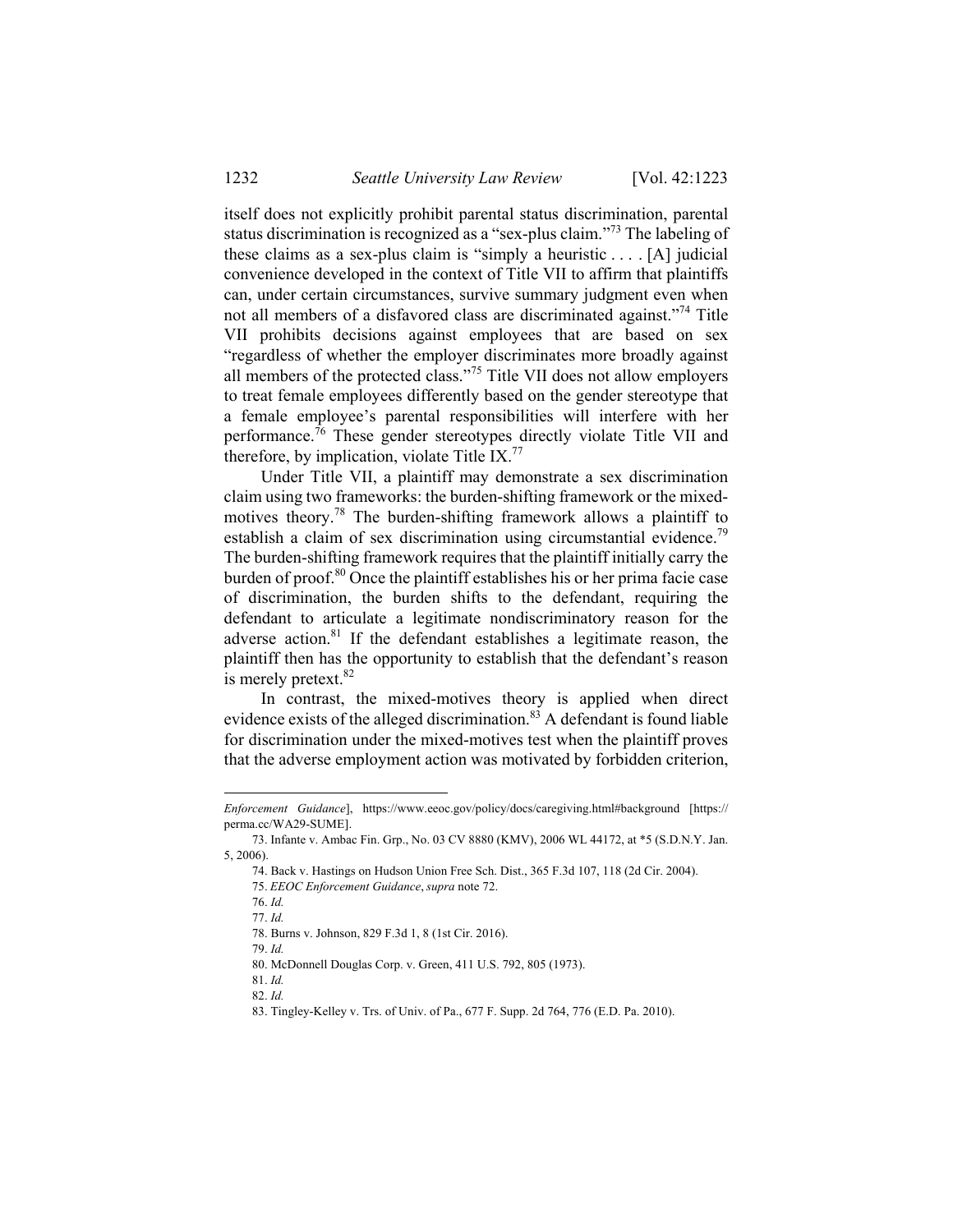itself does not explicitly prohibit parental status discrimination, parental status discrimination is recognized as a "sex-plus claim."[73] The labeling of these claims as a sex-plus claim is "simply a heuristic . . . . [A] judicial convenience developed in the context of Title VII to affirm that plaintiffs can, under certain circumstances, survive summary judgment even when not all members of a disfavored class are discriminated against."[74] Title VII prohibits decisions against employees that are based on sex "regardless of whether the employer discriminates more broadly against all members of the protected class."[75] Title VII does not allow employers to treat female employees differently based on the gender stereotype that a female employee's parental responsibilities will interfere with her performance.[76] These gender stereotypes directly violate Title VII and therefore, by implication, violate Title IX.[77]

Under Title VII, a plaintiff may demonstrate a sex discrimination claim using two frameworks: the burden-shifting framework or the mixed-motives theory.[78] The burden-shifting framework allows a plaintiff to establish a claim of sex discrimination using circumstantial evidence.[79] The burden-shifting framework requires that the plaintiff initially carry the burden of proof.[80] Once the plaintiff establishes his or her prima facie case of discrimination, the burden shifts to the defendant, requiring the defendant to articulate a legitimate nondiscriminatory reason for the adverse action.[81] If the defendant establishes a legitimate reason, the plaintiff then has the opportunity to establish that the defendant's reason is merely pretext.[82]

In contrast, the mixed-motives theory is applied when direct evidence exists of the alleged discrimination.[83] A defendant is found liable for discrimination under the mixed-motives test when the plaintiff proves that the adverse employment action was motivated by forbidden criterion,

---

*Enforcement Guidance*], https://www.eeoc.gov/policy/docs/caregiving.html#background [https://perma.cc/WA29-SUME].

73. Infante v. Ambac Fin. Grp., No. 03 CV 8880 (KMV), 2006 WL 44172, at *5 (S.D.N.Y. Jan. 5, 2006).

74. Back v. Hastings on Hudson Union Free Sch. Dist., 365 F.3d 107, 118 (2d Cir. 2004).

75. *EEOC Enforcement Guidance*, *supra* note 72.

76. *Id.*

77. *Id.*

78. Burns v. Johnson, 829 F.3d 1, 8 (1st Cir. 2016).

79. *Id.*

80. McDonnell Douglas Corp. v. Green, 411 U.S. 792, 805 (1973).

81. *Id.*

82. *Id.*

83. Tingley-Kelley v. Trs. of Univ. of Pa., 677 F. Supp. 2d 764, 776 (E.D. Pa. 2010).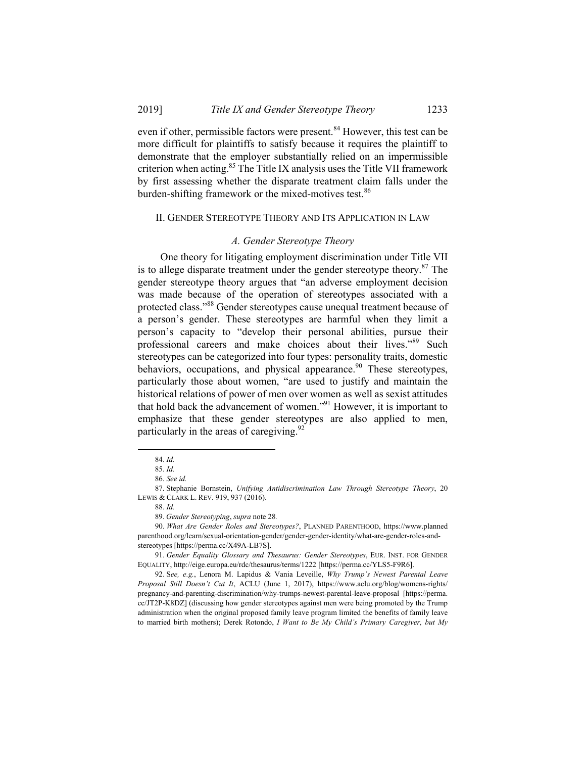even if other, permissible factors were present.[84] However, this test can be more difficult for plaintiffs to satisfy because it requires the plaintiff to demonstrate that the employer substantially relied on an impermissible criterion when acting.[85] The Title IX analysis uses the Title VII framework by first assessing whether the disparate treatment claim falls under the burden-shifting framework or the mixed-motives test.[86]

## II. GENDER STEREOTYPE THEORY AND ITS APPLICATION IN LAW

### *A. Gender Stereotype Theory*

One theory for litigating employment discrimination under Title VII is to allege disparate treatment under the gender stereotype theory.[87] The gender stereotype theory argues that "an adverse employment decision was made because of the operation of stereotypes associated with a protected class."[88] Gender stereotypes cause unequal treatment because of a person's gender. These stereotypes are harmful when they limit a person's capacity to "develop their personal abilities, pursue their professional careers and make choices about their lives."[89] Such stereotypes can be categorized into four types: personality traits, domestic behaviors, occupations, and physical appearance.[90] These stereotypes, particularly those about women, "are used to justify and maintain the historical relations of power of men over women as well as sexist attitudes that hold back the advancement of women."[91] However, it is important to emphasize that these gender stereotypes are also applied to men, particularly in the areas of caregiving.[92]

---

84. *Id.*

85. *Id.*

86. *See id.*

87. Stephanie Bornstein, *Unifying Antidiscrimination Law Through Stereotype Theory*, 20 LEWIS & CLARK L. REV. 919, 937 (2016).

88. *Id.*

89. *Gender Stereotyping*, *supra* note 28.

90. *What Are Gender Roles and Stereotypes?*, PLANNED PARENTHOOD, https://www.plannedparenthood.org/learn/sexual-orientation-gender/gender-gender-identity/what-are-gender-roles-and-stereotypes [https://perma.cc/X49A-LB7S].

91. *Gender Equality Glossary and Thesaurus: Gender Stereotypes*, EUR. INST. FOR GENDER EQUALITY, http://eige.europa.eu/rdc/thesaurus/terms/1222 [https://perma.cc/YLS5-F9R6].

92. S*ee, e.g.*, Lenora M. Lapidus & Vania Leveille, *Why Trump's Newest Parental Leave Proposal Still Doesn't Cut It*, ACLU (June 1, 2017), https://www.aclu.org/blog/womens-rights/pregnancy-and-parenting-discrimination/why-trumps-newest-parental-leave-proposal [https://perma.cc/JT2P-K8DZ] (discussing how gender stereotypes against men were being promoted by the Trump administration when the original proposed family leave program limited the benefits of family leave to married birth mothers); Derek Rotondo, *I Want to Be My Child's Primary Caregiver, but My*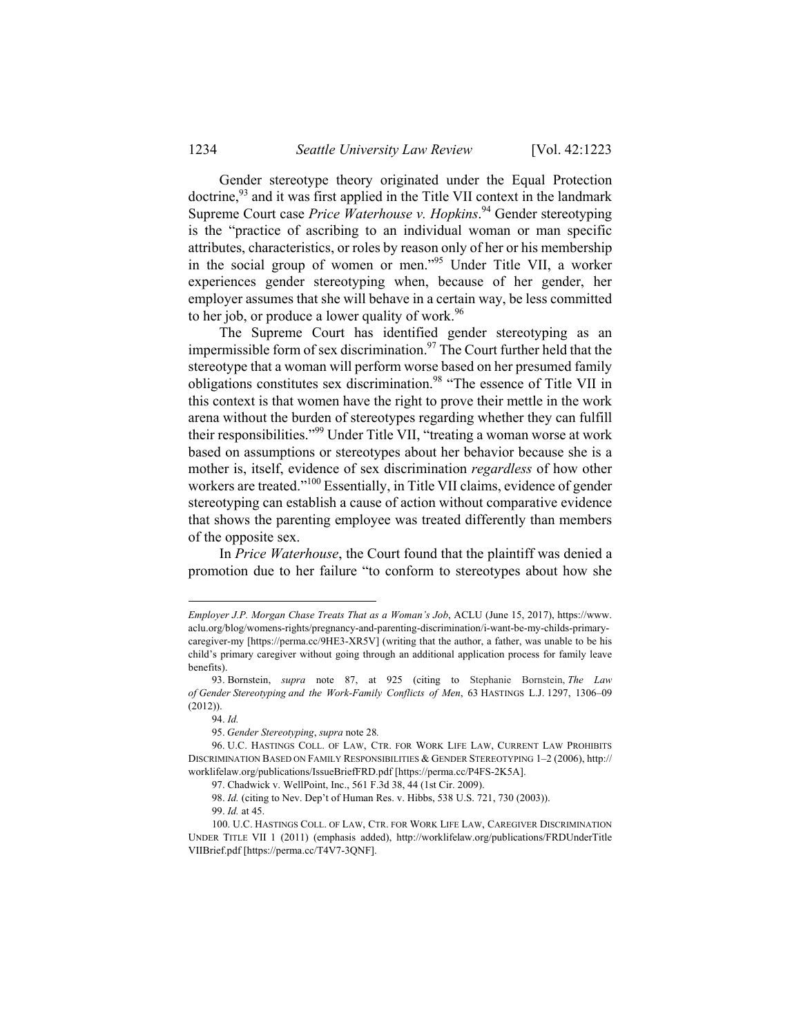Gender stereotype theory originated under the Equal Protection doctrine,[93] and it was first applied in the Title VII context in the landmark Supreme Court case *Price Waterhouse v. Hopkins*.[94] Gender stereotyping is the "practice of ascribing to an individual woman or man specific attributes, characteristics, or roles by reason only of her or his membership in the social group of women or men."[95] Under Title VII, a worker experiences gender stereotyping when, because of her gender, her employer assumes that she will behave in a certain way, be less committed to her job, or produce a lower quality of work.[96]

The Supreme Court has identified gender stereotyping as an impermissible form of sex discrimination.[97] The Court further held that the stereotype that a woman will perform worse based on her presumed family obligations constitutes sex discrimination.[98] "The essence of Title VII in this context is that women have the right to prove their mettle in the work arena without the burden of stereotypes regarding whether they can fulfill their responsibilities."[99] Under Title VII, "treating a woman worse at work based on assumptions or stereotypes about her behavior because she is a mother is, itself, evidence of sex discrimination *regardless* of how other workers are treated."[100] Essentially, in Title VII claims, evidence of gender stereotyping can establish a cause of action without comparative evidence that shows the parenting employee was treated differently than members of the opposite sex.

In *Price Waterhouse*, the Court found that the plaintiff was denied a promotion due to her failure "to conform to stereotypes about how she

---

*Employer J.P. Morgan Chase Treats That as a Woman's Job*, ACLU (June 15, 2017), https://www.aclu.org/blog/womens-rights/pregnancy-and-parenting-discrimination/i-want-be-my-childs-primary-caregiver-my [https://perma.cc/9HE3-XR5V] (writing that the author, a father, was unable to be his child's primary caregiver without going through an additional application process for family leave benefits).

93. Bornstein, *supra* note 87, at 925 (citing to Stephanie Bornstein, *The Law of Gender Stereotyping and the Work-Family Conflicts of Men*, 63 HASTINGS L.J. 1297, 1306–09 (2012)).

94. *Id.*

95. *Gender Stereotyping*, *supra* note 28.

96. U.C. HASTINGS COLL. OF LAW, CTR. FOR WORK LIFE LAW, CURRENT LAW PROHIBITS DISCRIMINATION BASED ON FAMILY RESPONSIBILITIES & GENDER STEREOTYPING 1–2 (2006), http://worklifelaw.org/publications/IssueBriefFRD.pdf [https://perma.cc/P4FS-2K5A].

97. Chadwick v. WellPoint, Inc., 561 F.3d 38, 44 (1st Cir. 2009).

98. *Id.* (citing to Nev. Dep't of Human Res. v. Hibbs, 538 U.S. 721, 730 (2003)).

99. *Id.* at 45.

100. U.C. HASTINGS COLL. OF LAW, CTR. FOR WORK LIFE LAW, CAREGIVER DISCRIMINATION UNDER TITLE VII 1 (2011) (emphasis added), http://worklifelaw.org/publications/FRDUnderTitleVIIBrief.pdf [https://perma.cc/T4V7-3QNF].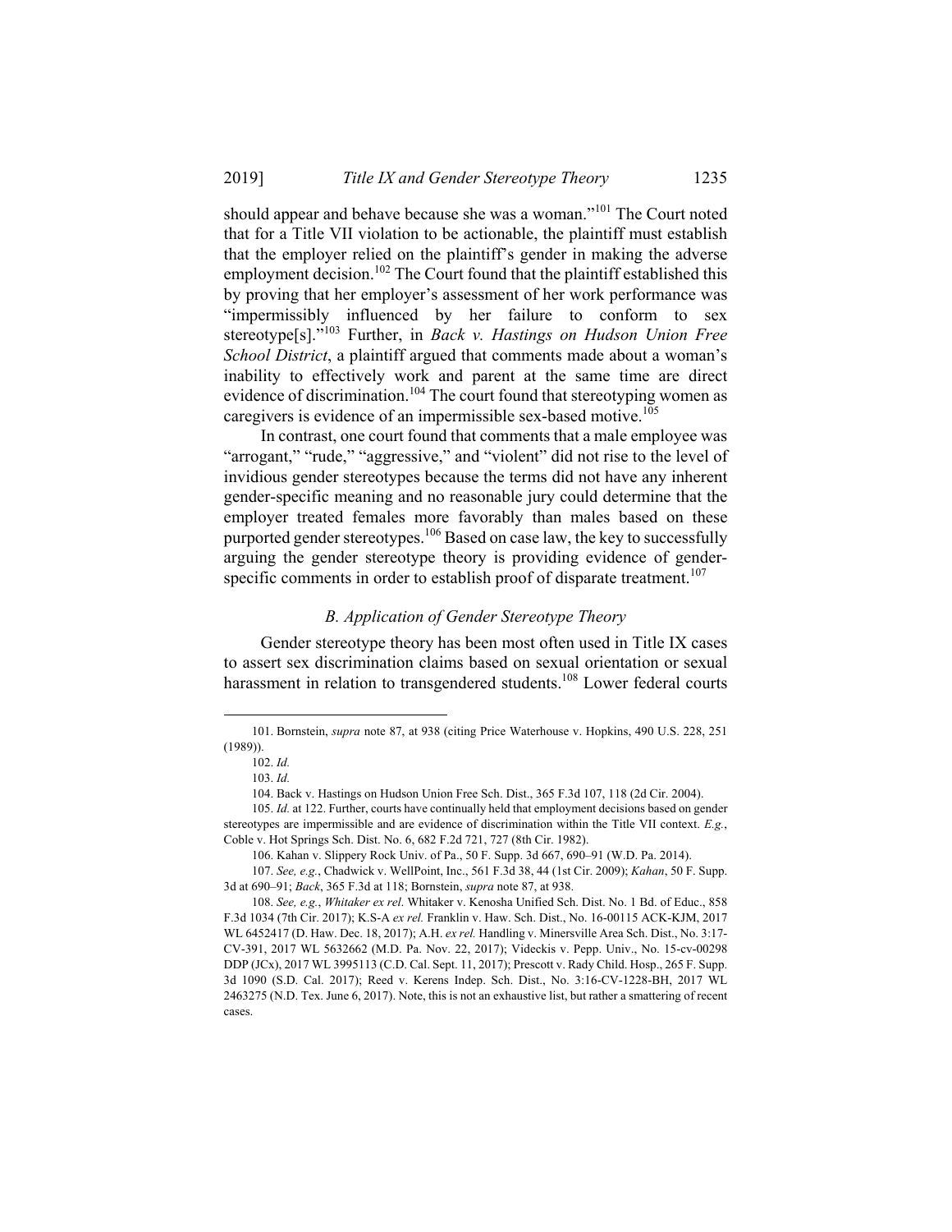should appear and behave because she was a woman."[101] The Court noted that for a Title VII violation to be actionable, the plaintiff must establish that the employer relied on the plaintiff's gender in making the adverse employment decision.[102] The Court found that the plaintiff established this by proving that her employer's assessment of her work performance was "impermissibly influenced by her failure to conform to sex stereotype[s]."[103] Further, in *Back v. Hastings on Hudson Union Free School District*, a plaintiff argued that comments made about a woman's inability to effectively work and parent at the same time are direct evidence of discrimination.[104] The court found that stereotyping women as caregivers is evidence of an impermissible sex-based motive.[105]

In contrast, one court found that comments that a male employee was "arrogant," "rude," "aggressive," and "violent" did not rise to the level of invidious gender stereotypes because the terms did not have any inherent gender-specific meaning and no reasonable jury could determine that the employer treated females more favorably than males based on these purported gender stereotypes.[106] Based on case law, the key to successfully arguing the gender stereotype theory is providing evidence of gender-specific comments in order to establish proof of disparate treatment.[107]

### *B. Application of Gender Stereotype Theory*

Gender stereotype theory has been most often used in Title IX cases to assert sex discrimination claims based on sexual orientation or sexual harassment in relation to transgendered students.[108] Lower federal courts

---

101. Bornstein, *supra* note 87, at 938 (citing Price Waterhouse v. Hopkins, 490 U.S. 228, 251 (1989)).

102. *Id.*

103. *Id.*

104. Back v. Hastings on Hudson Union Free Sch. Dist., 365 F.3d 107, 118 (2d Cir. 2004).

105. *Id.* at 122. Further, courts have continually held that employment decisions based on gender stereotypes are impermissible and are evidence of discrimination within the Title VII context. *E.g.*, Coble v. Hot Springs Sch. Dist. No. 6, 682 F.2d 721, 727 (8th Cir. 1982).

106. Kahan v. Slippery Rock Univ. of Pa., 50 F. Supp. 3d 667, 690–91 (W.D. Pa. 2014).

107. *See, e.g.*, Chadwick v. WellPoint, Inc., 561 F.3d 38, 44 (1st Cir. 2009); *Kahan*, 50 F. Supp. 3d at 690–91; *Back*, 365 F.3d at 118; Bornstein, *supra* note 87, at 938.

108. *See, e.g.*, *Whitaker ex rel.* Whitaker v. Kenosha Unified Sch. Dist. No. 1 Bd. of Educ., 858 F.3d 1034 (7th Cir. 2017); K.S-A *ex rel.* Franklin v. Haw. Sch. Dist., No. 16-00115 ACK-KJM, 2017 WL 6452417 (D. Haw. Dec. 18, 2017); A.H. *ex rel.* Handling v. Minersville Area Sch. Dist., No. 3:17-CV-391, 2017 WL 5632662 (M.D. Pa. Nov. 22, 2017); Videckis v. Pepp. Univ., No. 15-cv-00298 DDP (JCx), 2017 WL 3995113 (C.D. Cal. Sept. 11, 2017); Prescott v. Rady Child. Hosp., 265 F. Supp. 3d 1090 (S.D. Cal. 2017); Reed v. Kerens Indep. Sch. Dist., No. 3:16-CV-1228-BH, 2017 WL 2463275 (N.D. Tex. June 6, 2017). Note, this is not an exhaustive list, but rather a smattering of recent cases.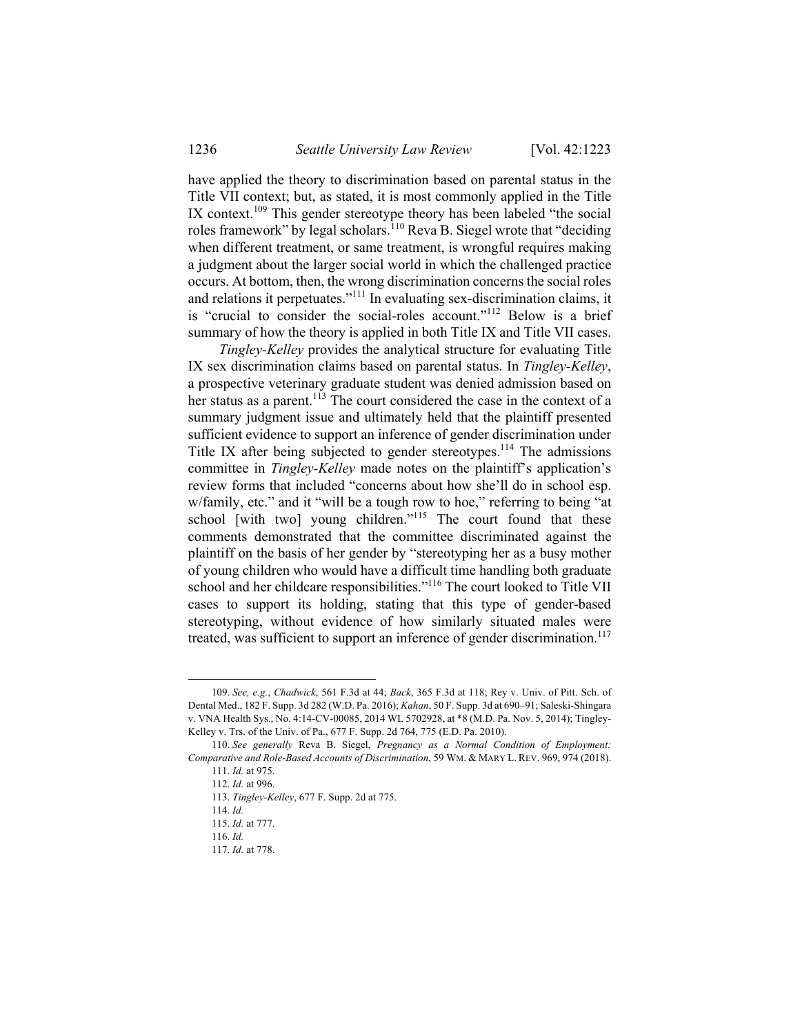have applied the theory to discrimination based on parental status in the Title VII context; but, as stated, it is most commonly applied in the Title IX context.[109] This gender stereotype theory has been labeled "the social roles framework" by legal scholars.[110] Reva B. Siegel wrote that "deciding when different treatment, or same treatment, is wrongful requires making a judgment about the larger social world in which the challenged practice occurs. At bottom, then, the wrong discrimination concerns the social roles and relations it perpetuates."[111] In evaluating sex-discrimination claims, it is "crucial to consider the social-roles account."[112] Below is a brief summary of how the theory is applied in both Title IX and Title VII cases.

*Tingley-Kelley* provides the analytical structure for evaluating Title IX sex discrimination claims based on parental status. In *Tingley-Kelley*, a prospective veterinary graduate student was denied admission based on her status as a parent.[113] The court considered the case in the context of a summary judgment issue and ultimately held that the plaintiff presented sufficient evidence to support an inference of gender discrimination under Title IX after being subjected to gender stereotypes.[114] The admissions committee in *Tingley-Kelley* made notes on the plaintiff's application's review forms that included "concerns about how she'll do in school esp. w/family, etc." and it "will be a tough row to hoe," referring to being "at school [with two] young children."[115] The court found that these comments demonstrated that the committee discriminated against the plaintiff on the basis of her gender by "stereotyping her as a busy mother of young children who would have a difficult time handling both graduate school and her childcare responsibilities."[116] The court looked to Title VII cases to support its holding, stating that this type of gender-based stereotyping, without evidence of how similarly situated males were treated, was sufficient to support an inference of gender discrimination.[117]

---

109. *See, e.g.*, *Chadwick*, 561 F.3d at 44; *Back*, 365 F.3d at 118; Rey v. Univ. of Pitt. Sch. of Dental Med., 182 F. Supp. 3d 282 (W.D. Pa. 2016); *Kahan*, 50 F. Supp. 3d at 690–91; Saleski-Shingara v. VNA Health Sys., No. 4:14-CV-00085, 2014 WL 5702928, at *8 (M.D. Pa. Nov. 5, 2014); Tingley-Kelley v. Trs. of the Univ. of Pa., 677 F. Supp. 2d 764, 775 (E.D. Pa. 2010).

110. *See generally* Reva B. Siegel, *Pregnancy as a Normal Condition of Employment: Comparative and Role-Based Accounts of Discrimination*, 59 WM. & MARY L. REV. 969, 974 (2018).

111. *Id.* at 975.

112. *Id.* at 996.

113. *Tingley-Kelley*, 677 F. Supp. 2d at 775.

114. *Id.*

115. *Id.* at 777.

116. *Id.*

117. *Id.* at 778.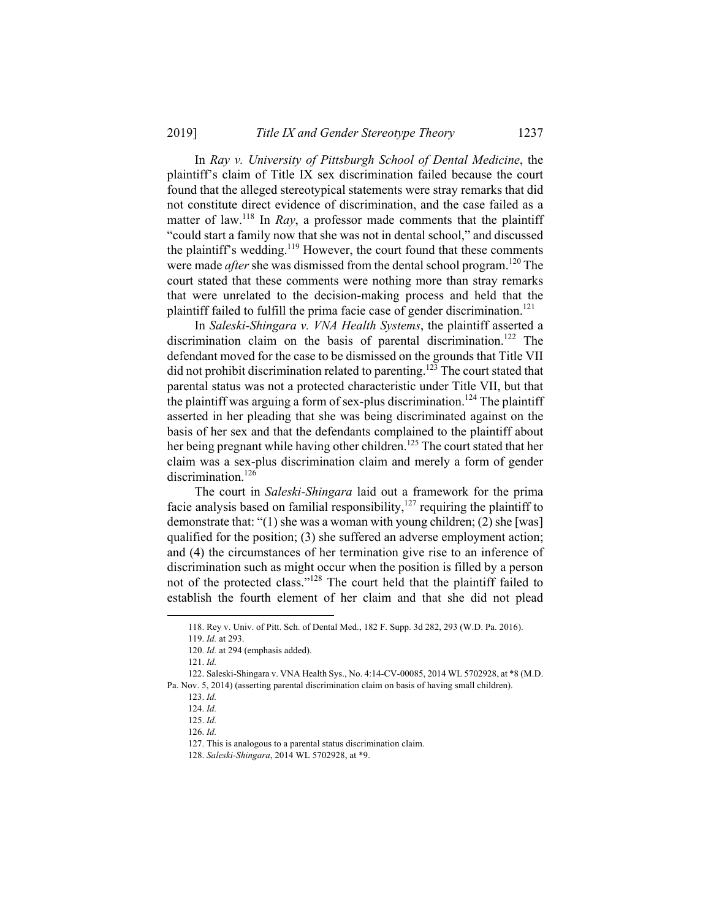In *Ray v. University of Pittsburgh School of Dental Medicine*, the plaintiff's claim of Title IX sex discrimination failed because the court found that the alleged stereotypical statements were stray remarks that did not constitute direct evidence of discrimination, and the case failed as a matter of law.[118] In *Ray*, a professor made comments that the plaintiff "could start a family now that she was not in dental school," and discussed the plaintiff's wedding.[119] However, the court found that these comments were made *after* she was dismissed from the dental school program.[120] The court stated that these comments were nothing more than stray remarks that were unrelated to the decision-making process and held that the plaintiff failed to fulfill the prima facie case of gender discrimination.[121]

In *Saleski-Shingara v. VNA Health Systems*, the plaintiff asserted a discrimination claim on the basis of parental discrimination.[122] The defendant moved for the case to be dismissed on the grounds that Title VII did not prohibit discrimination related to parenting.[123] The court stated that parental status was not a protected characteristic under Title VII, but that the plaintiff was arguing a form of sex-plus discrimination.[124] The plaintiff asserted in her pleading that she was being discriminated against on the basis of her sex and that the defendants complained to the plaintiff about her being pregnant while having other children.[125] The court stated that her claim was a sex-plus discrimination claim and merely a form of gender discrimination.[126]

The court in *Saleski-Shingara* laid out a framework for the prima facie analysis based on familial responsibility,[127] requiring the plaintiff to demonstrate that: "(1) she was a woman with young children; (2) she [was] qualified for the position; (3) she suffered an adverse employment action; and (4) the circumstances of her termination give rise to an inference of discrimination such as might occur when the position is filled by a person not of the protected class."[128] The court held that the plaintiff failed to establish the fourth element of her claim and that she did not plead

---

118. Rey v. Univ. of Pitt. Sch. of Dental Med., 182 F. Supp. 3d 282, 293 (W.D. Pa. 2016).

119. *Id.* at 293.

120. *Id.* at 294 (emphasis added).

121. *Id.*

122. Saleski-Shingara v. VNA Health Sys., No. 4:14-CV-00085, 2014 WL 5702928, at *8 (M.D. Pa. Nov. 5, 2014) (asserting parental discrimination claim on basis of having small children).

123. *Id.*

124. *Id.*

125. *Id.*

126. *Id.*

127. This is analogous to a parental status discrimination claim.

128. *Saleski-Shingara*, 2014 WL 5702928, at *9.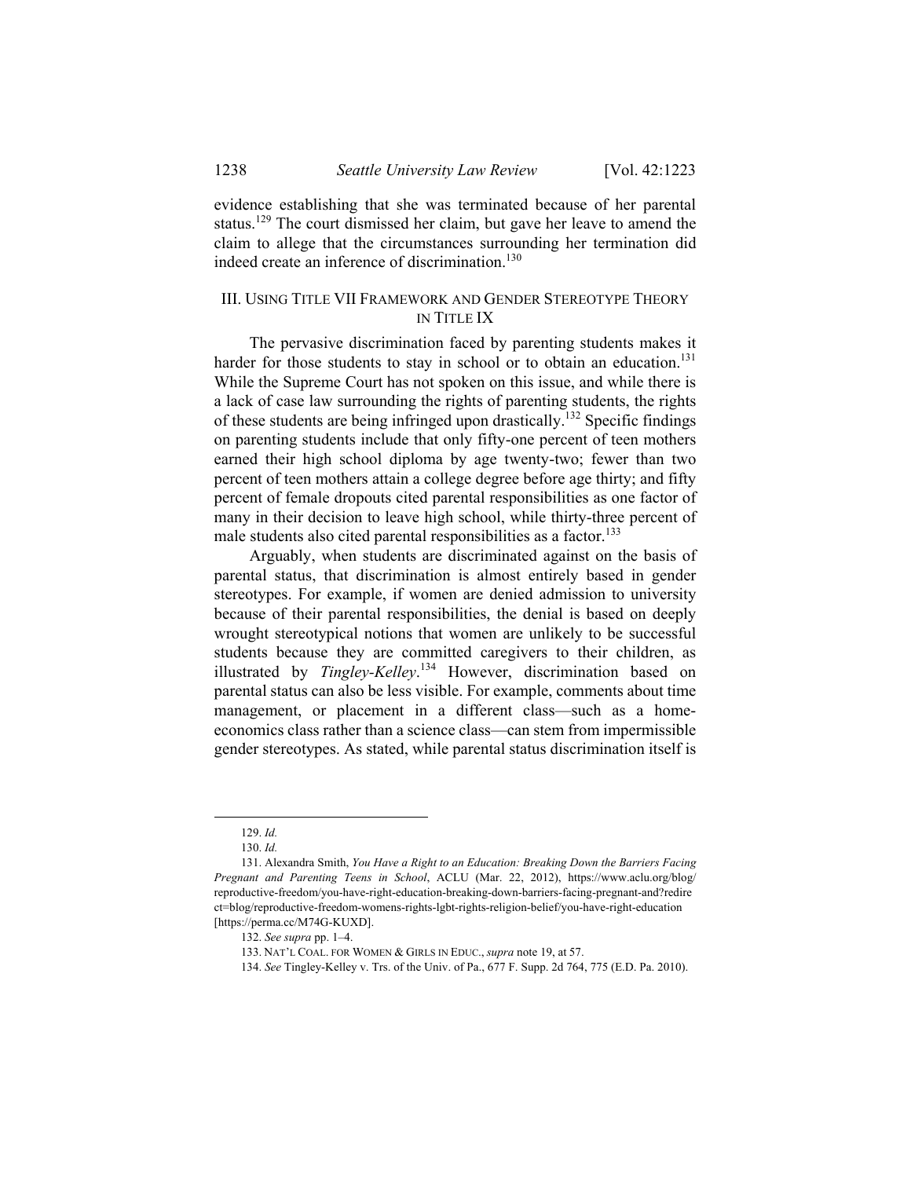evidence establishing that she was terminated because of her parental status.[129] The court dismissed her claim, but gave her leave to amend the claim to allege that the circumstances surrounding her termination did indeed create an inference of discrimination.[130]

## III. USING TITLE VII FRAMEWORK AND GENDER STEREOTYPE THEORY IN TITLE IX

The pervasive discrimination faced by parenting students makes it harder for those students to stay in school or to obtain an education.[131] While the Supreme Court has not spoken on this issue, and while there is a lack of case law surrounding the rights of parenting students, the rights of these students are being infringed upon drastically.[132] Specific findings on parenting students include that only fifty-one percent of teen mothers earned their high school diploma by age twenty-two; fewer than two percent of teen mothers attain a college degree before age thirty; and fifty percent of female dropouts cited parental responsibilities as one factor of many in their decision to leave high school, while thirty-three percent of male students also cited parental responsibilities as a factor.[133]

Arguably, when students are discriminated against on the basis of parental status, that discrimination is almost entirely based in gender stereotypes. For example, if women are denied admission to university because of their parental responsibilities, the denial is based on deeply wrought stereotypical notions that women are unlikely to be successful students because they are committed caregivers to their children, as illustrated by *Tingley-Kelley*.[134] However, discrimination based on parental status can also be less visible. For example, comments about time management, or placement in a different class—such as a home-economics class rather than a science class—can stem from impermissible gender stereotypes. As stated, while parental status discrimination itself is

---

129. *Id.*

130. *Id.*

131. Alexandra Smith, *You Have a Right to an Education: Breaking Down the Barriers Facing Pregnant and Parenting Teens in School*, ACLU (Mar. 22, 2012), https://www.aclu.org/blog/reproductive-freedom/you-have-right-education-breaking-down-barriers-facing-pregnant-and?redirect=blog/reproductive-freedom-womens-rights-lgbt-rights-religion-belief/you-have-right-education [https://perma.cc/M74G-KUXD].

132. *See supra* pp. 1–4.

133. NAT'L COAL. FOR WOMEN & GIRLS IN EDUC., *supra* note 19, at 57.

134. *See* Tingley-Kelley v. Trs. of the Univ. of Pa., 677 F. Supp. 2d 764, 775 (E.D. Pa. 2010).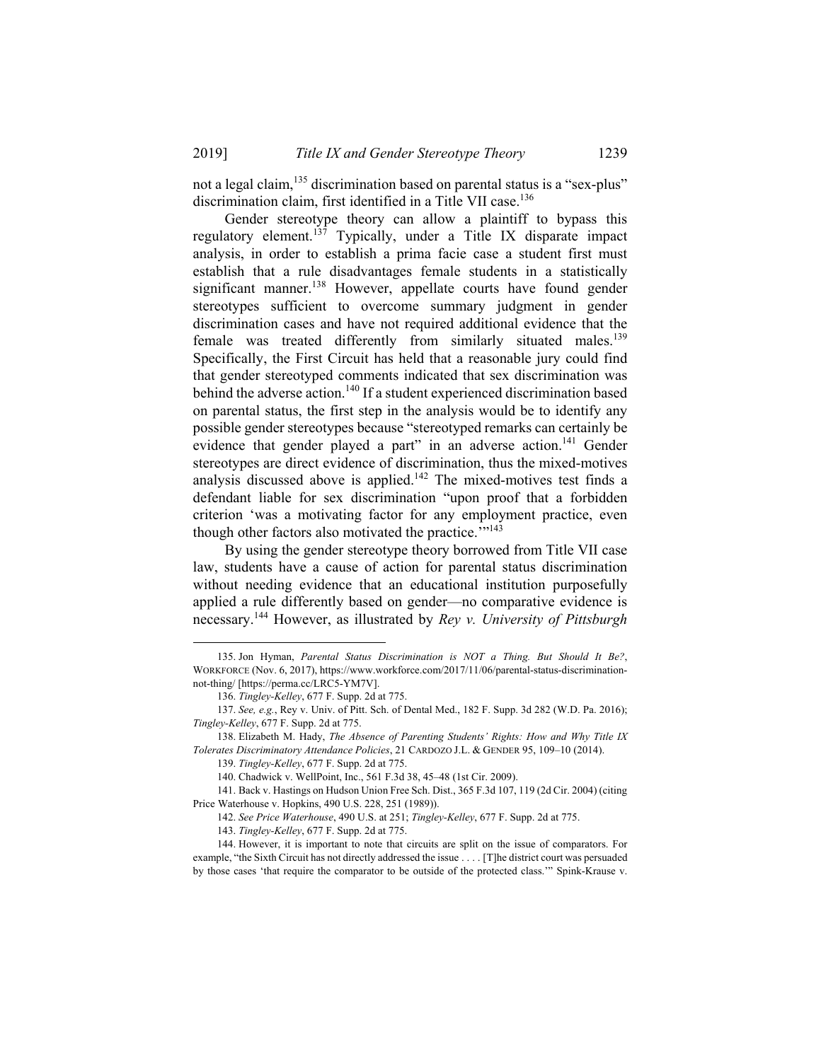not a legal claim,[135] discrimination based on parental status is a "sex-plus" discrimination claim, first identified in a Title VII case.[136]

Gender stereotype theory can allow a plaintiff to bypass this regulatory element.[137] Typically, under a Title IX disparate impact analysis, in order to establish a prima facie case a student first must establish that a rule disadvantages female students in a statistically significant manner.[138] However, appellate courts have found gender stereotypes sufficient to overcome summary judgment in gender discrimination cases and have not required additional evidence that the female was treated differently from similarly situated males.[139] Specifically, the First Circuit has held that a reasonable jury could find that gender stereotyped comments indicated that sex discrimination was behind the adverse action.[140] If a student experienced discrimination based on parental status, the first step in the analysis would be to identify any possible gender stereotypes because "stereotyped remarks can certainly be evidence that gender played a part" in an adverse action.[141] Gender stereotypes are direct evidence of discrimination, thus the mixed-motives analysis discussed above is applied.[142] The mixed-motives test finds a defendant liable for sex discrimination "upon proof that a forbidden criterion 'was a motivating factor for any employment practice, even though other factors also motivated the practice.'"[143]

By using the gender stereotype theory borrowed from Title VII case law, students have a cause of action for parental status discrimination without needing evidence that an educational institution purposefully applied a rule differently based on gender—no comparative evidence is necessary.[144] However, as illustrated by *Rey v. University of Pittsburgh*

---

135. Jon Hyman, *Parental Status Discrimination is NOT a Thing. But Should It Be?*, WORKFORCE (Nov. 6, 2017), https://www.workforce.com/2017/11/06/parental-status-discrimination-not-thing/ [https://perma.cc/LRC5-YM7V].

136. *Tingley-Kelley*, 677 F. Supp. 2d at 775.

137. *See, e.g.*, Rey v. Univ. of Pitt. Sch. of Dental Med., 182 F. Supp. 3d 282 (W.D. Pa. 2016); *Tingley-Kelley*, 677 F. Supp. 2d at 775.

138. Elizabeth M. Hady, *The Absence of Parenting Students' Rights: How and Why Title IX Tolerates Discriminatory Attendance Policies*, 21 CARDOZO J.L. & GENDER 95, 109–10 (2014).

139. *Tingley-Kelley*, 677 F. Supp. 2d at 775.

140. Chadwick v. WellPoint, Inc., 561 F.3d 38, 45–48 (1st Cir. 2009).

141. Back v. Hastings on Hudson Union Free Sch. Dist., 365 F.3d 107, 119 (2d Cir. 2004) (citing Price Waterhouse v. Hopkins, 490 U.S. 228, 251 (1989)).

142. *See Price Waterhouse*, 490 U.S. at 251; *Tingley-Kelley*, 677 F. Supp. 2d at 775.

143. *Tingley-Kelley*, 677 F. Supp. 2d at 775.

144. However, it is important to note that circuits are split on the issue of comparators. For example, "the Sixth Circuit has not directly addressed the issue . . . . [T]he district court was persuaded by those cases 'that require the comparator to be outside of the protected class.'" Spink-Krause v.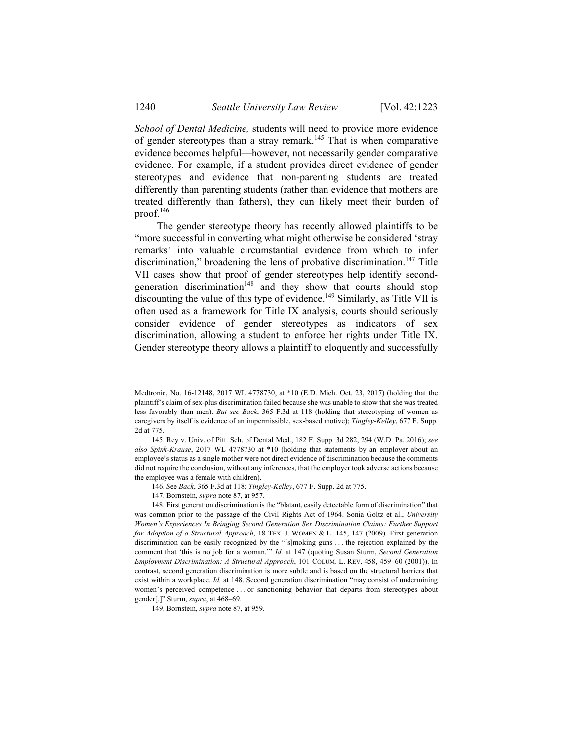*School of Dental Medicine,* students will need to provide more evidence of gender stereotypes than a stray remark.[145] That is when comparative evidence becomes helpful—however, not necessarily gender comparative evidence. For example, if a student provides direct evidence of gender stereotypes and evidence that non-parenting students are treated differently than parenting students (rather than evidence that mothers are treated differently than fathers), they can likely meet their burden of proof.[146]

The gender stereotype theory has recently allowed plaintiffs to be "more successful in converting what might otherwise be considered 'stray remarks' into valuable circumstantial evidence from which to infer discrimination," broadening the lens of probative discrimination.[147] Title VII cases show that proof of gender stereotypes help identify second-generation discrimination[148] and they show that courts should stop discounting the value of this type of evidence.[149] Similarly, as Title VII is often used as a framework for Title IX analysis, courts should seriously consider evidence of gender stereotypes as indicators of sex discrimination, allowing a student to enforce her rights under Title IX. Gender stereotype theory allows a plaintiff to eloquently and successfully

---

Medtronic, No. 16-12148, 2017 WL 4778730, at *10 (E.D. Mich. Oct. 23, 2017) (holding that the plaintiff's claim of sex-plus discrimination failed because she was unable to show that she was treated less favorably than men). *But see Back*, 365 F.3d at 118 (holding that stereotyping of women as caregivers by itself is evidence of an impermissible, sex-based motive); *Tingley-Kelley*, 677 F. Supp. 2d at 775.

145. Rey v. Univ. of Pitt. Sch. of Dental Med., 182 F. Supp. 3d 282, 294 (W.D. Pa. 2016); *see also Spink-Krause*, 2017 WL 4778730 at *10 (holding that statements by an employer about an employee's status as a single mother were not direct evidence of discrimination because the comments did not require the conclusion, without any inferences, that the employer took adverse actions because the employee was a female with children).

146. *S*ee *Back*, 365 F.3d at 118; *Tingley-Kelley*, 677 F. Supp. 2d at 775.

147. Bornstein, *supra* note 87, at 957.

148. First generation discrimination is the "blatant, easily detectable form of discrimination" that was common prior to the passage of the Civil Rights Act of 1964. Sonia Goltz et al., *University Women's Experiences In Bringing Second Generation Sex Discrimination Claims: Further Support for Adoption of a Structural Approach*, 18 TEX. J. WOMEN & L. 145, 147 (2009). First generation discrimination can be easily recognized by the "[s]moking guns . . . the rejection explained by the comment that 'this is no job for a woman.'" *Id.* at 147 (quoting Susan Sturm, *Second Generation Employment Discrimination: A Structural Approach*, 101 COLUM. L. REV. 458, 459–60 (2001)). In contrast, second generation discrimination is more subtle and is based on the structural barriers that exist within a workplace. *Id.* at 148. Second generation discrimination "may consist of undermining women's perceived competence . . . or sanctioning behavior that departs from stereotypes about gender[.]" Sturm, *supra*, at 468–69.

149. Bornstein, *supra* note 87, at 959.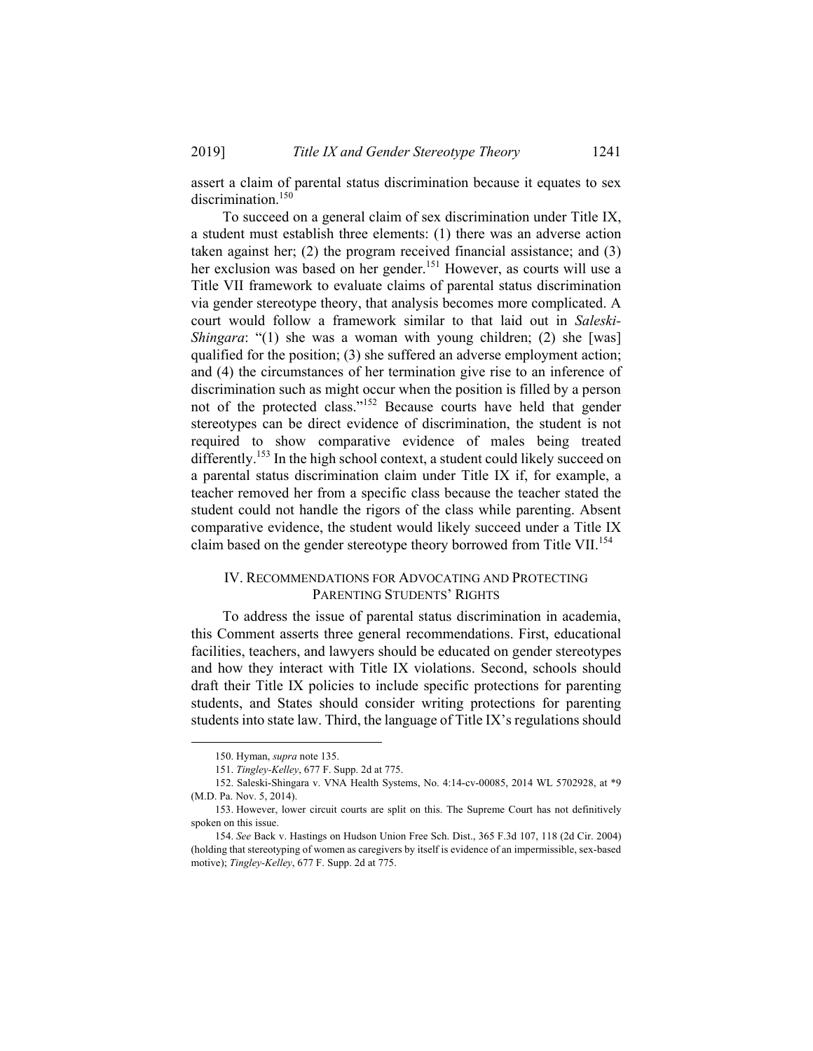assert a claim of parental status discrimination because it equates to sex discrimination.[150]

To succeed on a general claim of sex discrimination under Title IX, a student must establish three elements: (1) there was an adverse action taken against her; (2) the program received financial assistance; and (3) her exclusion was based on her gender.[151] However, as courts will use a Title VII framework to evaluate claims of parental status discrimination via gender stereotype theory, that analysis becomes more complicated. A court would follow a framework similar to that laid out in *Saleski-Shingara*: "(1) she was a woman with young children; (2) she [was] qualified for the position; (3) she suffered an adverse employment action; and (4) the circumstances of her termination give rise to an inference of discrimination such as might occur when the position is filled by a person not of the protected class."[152] Because courts have held that gender stereotypes can be direct evidence of discrimination, the student is not required to show comparative evidence of males being treated differently.[153] In the high school context, a student could likely succeed on a parental status discrimination claim under Title IX if, for example, a teacher removed her from a specific class because the teacher stated the student could not handle the rigors of the class while parenting. Absent comparative evidence, the student would likely succeed under a Title IX claim based on the gender stereotype theory borrowed from Title VII.[154]

## IV. Recommendations for Advocating and Protecting Parenting Students' Rights

To address the issue of parental status discrimination in academia, this Comment asserts three general recommendations. First, educational facilities, teachers, and lawyers should be educated on gender stereotypes and how they interact with Title IX violations. Second, schools should draft their Title IX policies to include specific protections for parenting students, and States should consider writing protections for parenting students into state law. Third, the language of Title IX's regulations should

---

150. Hyman, *supra* note 135.

151. *Tingley-Kelley*, 677 F. Supp. 2d at 775.

152. Saleski-Shingara v. VNA Health Systems, No. 4:14-cv-00085, 2014 WL 5702928, at *9 (M.D. Pa. Nov. 5, 2014).

153. However, lower circuit courts are split on this. The Supreme Court has not definitively spoken on this issue.

154. *See* Back v. Hastings on Hudson Union Free Sch. Dist., 365 F.3d 107, 118 (2d Cir. 2004) (holding that stereotyping of women as caregivers by itself is evidence of an impermissible, sex-based motive); *Tingley-Kelley*, 677 F. Supp. 2d at 775.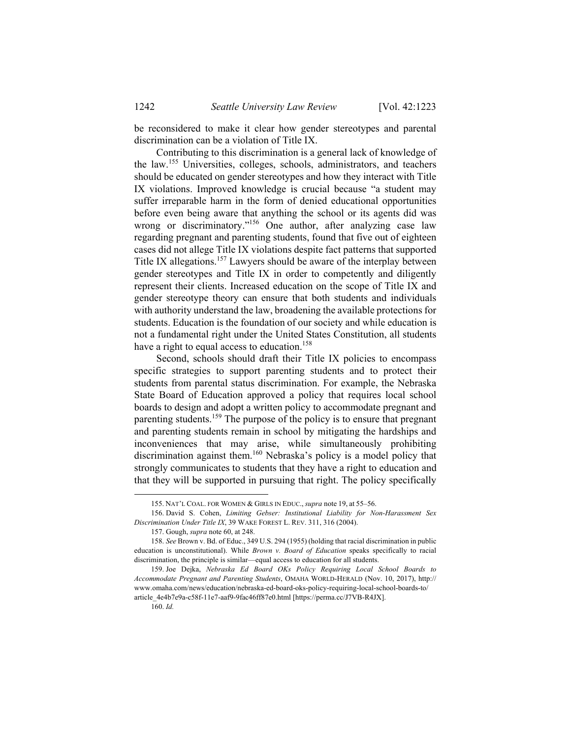be reconsidered to make it clear how gender stereotypes and parental discrimination can be a violation of Title IX.

Contributing to this discrimination is a general lack of knowledge of the law.[155] Universities, colleges, schools, administrators, and teachers should be educated on gender stereotypes and how they interact with Title IX violations. Improved knowledge is crucial because "a student may suffer irreparable harm in the form of denied educational opportunities before even being aware that anything the school or its agents did was wrong or discriminatory."[156] One author, after analyzing case law regarding pregnant and parenting students, found that five out of eighteen cases did not allege Title IX violations despite fact patterns that supported Title IX allegations.[157] Lawyers should be aware of the interplay between gender stereotypes and Title IX in order to competently and diligently represent their clients. Increased education on the scope of Title IX and gender stereotype theory can ensure that both students and individuals with authority understand the law, broadening the available protections for students. Education is the foundation of our society and while education is not a fundamental right under the United States Constitution, all students have a right to equal access to education.[158]

Second, schools should draft their Title IX policies to encompass specific strategies to support parenting students and to protect their students from parental status discrimination. For example, the Nebraska State Board of Education approved a policy that requires local school boards to design and adopt a written policy to accommodate pregnant and parenting students.[159] The purpose of the policy is to ensure that pregnant and parenting students remain in school by mitigating the hardships and inconveniences that may arise, while simultaneously prohibiting discrimination against them.[160] Nebraska's policy is a model policy that strongly communicates to students that they have a right to education and that they will be supported in pursuing that right. The policy specifically

---

155. NAT'L COAL. FOR WOMEN & GIRLS IN EDUC., *supra* note 19, at 55–56.

156. David S. Cohen, *Limiting Gebser: Institutional Liability for Non-Harassment Sex Discrimination Under Title IX*, 39 WAKE FOREST L. REV. 311, 316 (2004).

157. Gough, *supra* note 60, at 248.

158. *See* Brown v. Bd. of Educ., 349 U.S. 294 (1955) (holding that racial discrimination in public education is unconstitutional). While *Brown v. Board of Education* speaks specifically to racial discrimination, the principle is similar—equal access to education for all students.

159. Joe Dejka, *Nebraska Ed Board OKs Policy Requiring Local School Boards to Accommodate Pregnant and Parenting Students*, OMAHA WORLD-HERALD (Nov. 10, 2017), http://www.omaha.com/news/education/nebraska-ed-board-oks-policy-requiring-local-school-boards-to/article_4e4b7e9a-c58f-11e7-aaf9-9fac46ff87e0.html [https://perma.cc/J7VB-R4JX].

160. *Id.*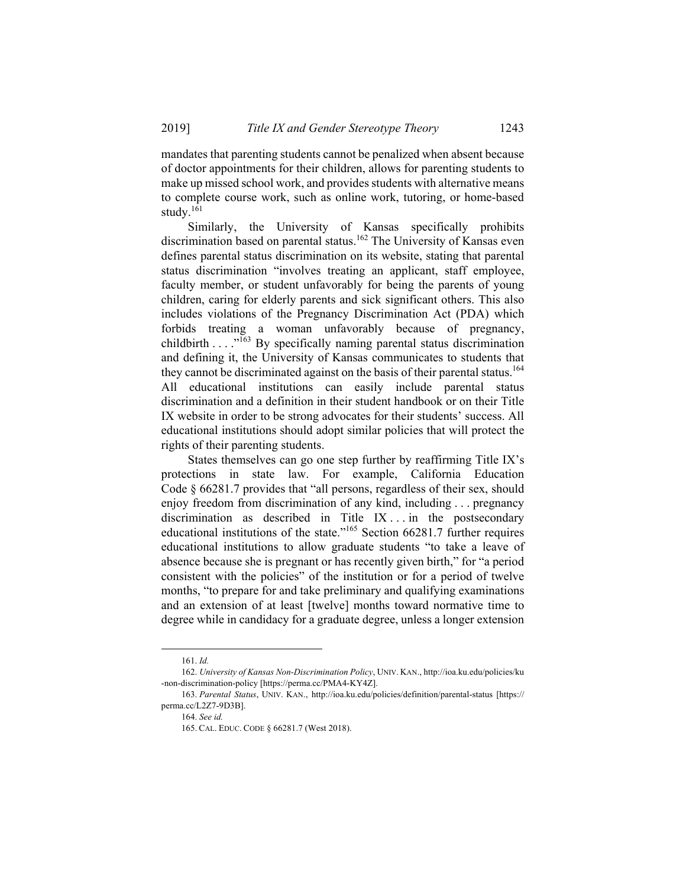mandates that parenting students cannot be penalized when absent because of doctor appointments for their children, allows for parenting students to make up missed school work, and provides students with alternative means to complete course work, such as online work, tutoring, or home-based study.[161]

Similarly, the University of Kansas specifically prohibits discrimination based on parental status.[162] The University of Kansas even defines parental status discrimination on its website, stating that parental status discrimination "involves treating an applicant, staff employee, faculty member, or student unfavorably for being the parents of young children, caring for elderly parents and sick significant others. This also includes violations of the Pregnancy Discrimination Act (PDA) which forbids treating a woman unfavorably because of pregnancy, childbirth . . . ."[163] By specifically naming parental status discrimination and defining it, the University of Kansas communicates to students that they cannot be discriminated against on the basis of their parental status.[164] All educational institutions can easily include parental status discrimination and a definition in their student handbook or on their Title IX website in order to be strong advocates for their students' success. All educational institutions should adopt similar policies that will protect the rights of their parenting students.

States themselves can go one step further by reaffirming Title IX's protections in state law. For example, California Education Code § 66281.7 provides that "all persons, regardless of their sex, should enjoy freedom from discrimination of any kind, including . . . pregnancy discrimination as described in Title IX . . . in the postsecondary educational institutions of the state."[165] Section 66281.7 further requires educational institutions to allow graduate students "to take a leave of absence because she is pregnant or has recently given birth," for "a period consistent with the policies" of the institution or for a period of twelve months, "to prepare for and take preliminary and qualifying examinations and an extension of at least [twelve] months toward normative time to degree while in candidacy for a graduate degree, unless a longer extension

---

161. *Id.*

162. *University of Kansas Non-Discrimination Policy*, UNIV. KAN., http://ioa.ku.edu/policies/ku-non-discrimination-policy [https://perma.cc/PMA4-KY4Z].

163. *Parental Status*, UNIV. KAN., http://ioa.ku.edu/policies/definition/parental-status [https://perma.cc/L2Z7-9D3B].

164. *See id.*

165. CAL. EDUC. CODE § 66281.7 (West 2018).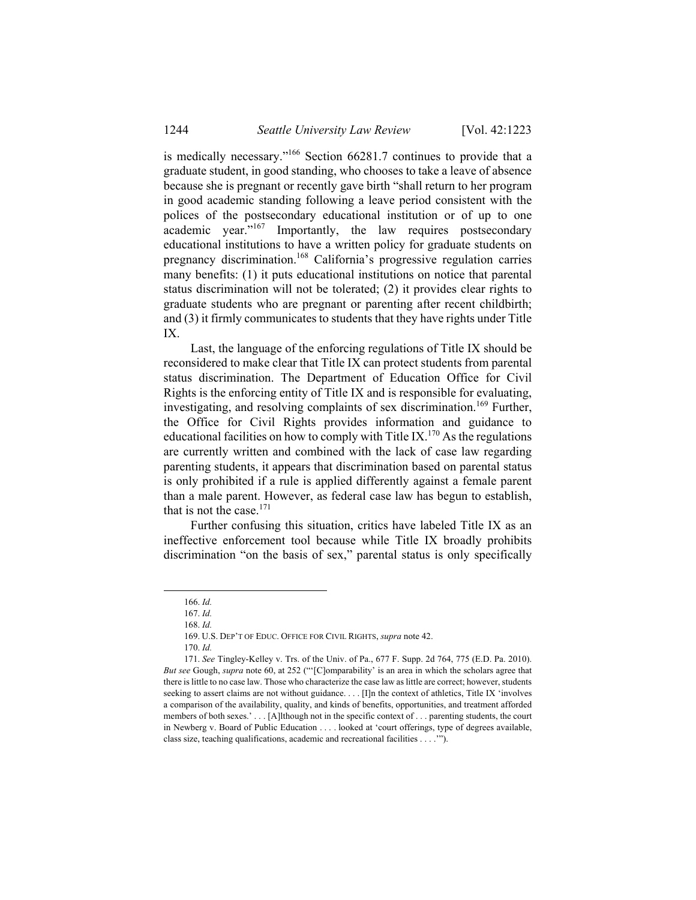is medically necessary."[166] Section 66281.7 continues to provide that a graduate student, in good standing, who chooses to take a leave of absence because she is pregnant or recently gave birth "shall return to her program in good academic standing following a leave period consistent with the polices of the postsecondary educational institution or of up to one academic year."[167] Importantly, the law requires postsecondary educational institutions to have a written policy for graduate students on pregnancy discrimination.[168] California's progressive regulation carries many benefits: (1) it puts educational institutions on notice that parental status discrimination will not be tolerated; (2) it provides clear rights to graduate students who are pregnant or parenting after recent childbirth; and (3) it firmly communicates to students that they have rights under Title IX.

Last, the language of the enforcing regulations of Title IX should be reconsidered to make clear that Title IX can protect students from parental status discrimination. The Department of Education Office for Civil Rights is the enforcing entity of Title IX and is responsible for evaluating, investigating, and resolving complaints of sex discrimination.[169] Further, the Office for Civil Rights provides information and guidance to educational facilities on how to comply with Title IX.[170] As the regulations are currently written and combined with the lack of case law regarding parenting students, it appears that discrimination based on parental status is only prohibited if a rule is applied differently against a female parent than a male parent. However, as federal case law has begun to establish, that is not the case.[171]

Further confusing this situation, critics have labeled Title IX as an ineffective enforcement tool because while Title IX broadly prohibits discrimination "on the basis of sex," parental status is only specifically

---

166. *Id.*

167. *Id.*

168. *Id.*

169. U.S. DEP'T OF EDUC. OFFICE FOR CIVIL RIGHTS, *supra* note 42.

170. *Id.*

171. *See* Tingley-Kelley v. Trs. of the Univ. of Pa., 677 F. Supp. 2d 764, 775 (E.D. Pa. 2010). *But see* Gough, *supra* note 60, at 252 ("'[C]omparability' is an area in which the scholars agree that there is little to no case law. Those who characterize the case law as little are correct; however, students seeking to assert claims are not without guidance. . . . [I]n the context of athletics, Title IX 'involves a comparison of the availability, quality, and kinds of benefits, opportunities, and treatment afforded members of both sexes.' . . . [A]lthough not in the specific context of . . . parenting students, the court in Newberg v. Board of Public Education . . . . looked at 'court offerings, type of degrees available, class size, teaching qualifications, academic and recreational facilities . . . .'").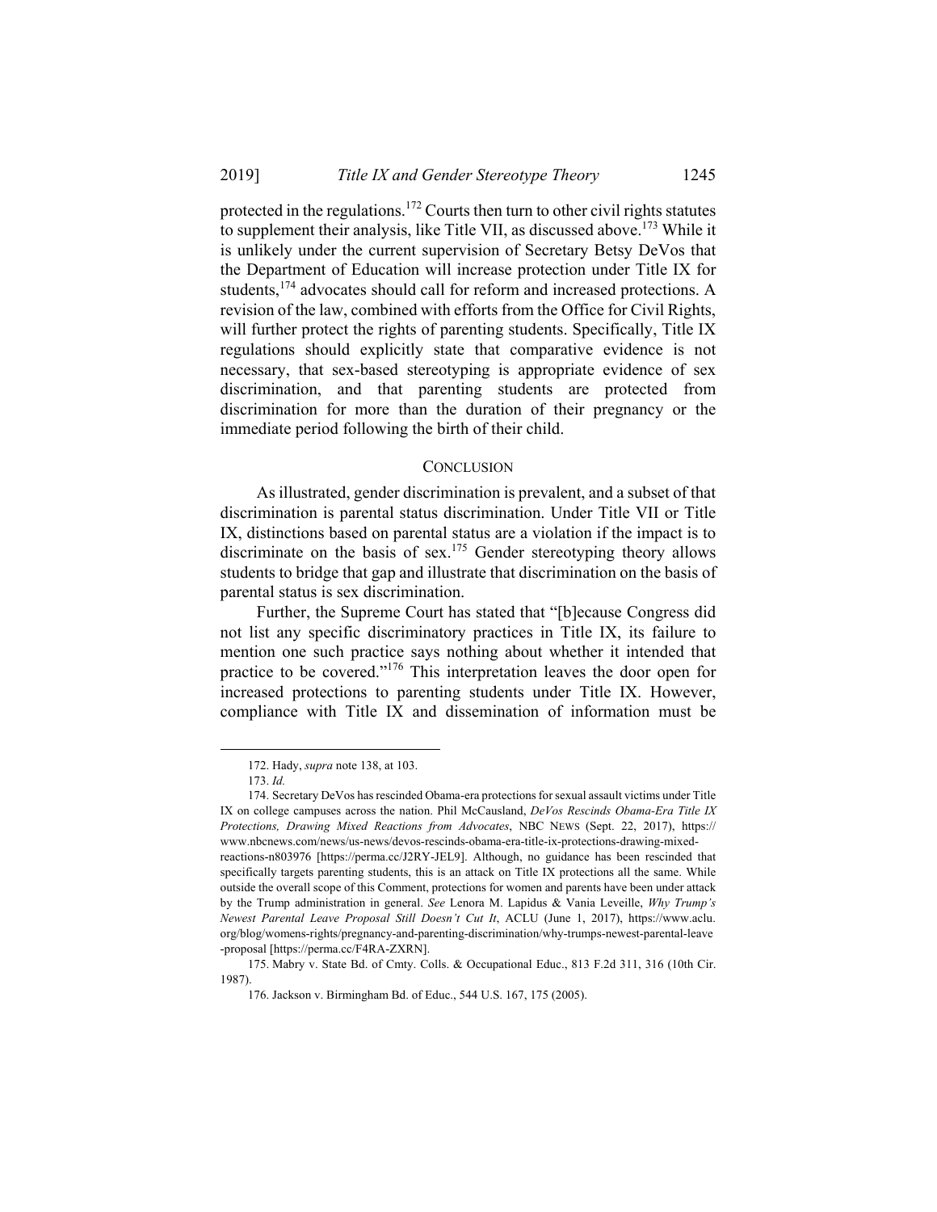protected in the regulations.[172] Courts then turn to other civil rights statutes to supplement their analysis, like Title VII, as discussed above.[173] While it is unlikely under the current supervision of Secretary Betsy DeVos that the Department of Education will increase protection under Title IX for students,[174] advocates should call for reform and increased protections. A revision of the law, combined with efforts from the Office for Civil Rights, will further protect the rights of parenting students. Specifically, Title IX regulations should explicitly state that comparative evidence is not necessary, that sex-based stereotyping is appropriate evidence of sex discrimination, and that parenting students are protected from discrimination for more than the duration of their pregnancy or the immediate period following the birth of their child.

## CONCLUSION

As illustrated, gender discrimination is prevalent, and a subset of that discrimination is parental status discrimination. Under Title VII or Title IX, distinctions based on parental status are a violation if the impact is to discriminate on the basis of sex.[175] Gender stereotyping theory allows students to bridge that gap and illustrate that discrimination on the basis of parental status is sex discrimination.

Further, the Supreme Court has stated that "[b]ecause Congress did not list any specific discriminatory practices in Title IX, its failure to mention one such practice says nothing about whether it intended that practice to be covered."[176] This interpretation leaves the door open for increased protections to parenting students under Title IX. However, compliance with Title IX and dissemination of information must be

---

172. Hady, *supra* note 138, at 103.

173. *Id.*

174. Secretary DeVos has rescinded Obama-era protections for sexual assault victims under Title IX on college campuses across the nation. Phil McCausland, *DeVos Rescinds Obama-Era Title IX Protections, Drawing Mixed Reactions from Advocates*, NBC NEWS (Sept. 22, 2017), https://www.nbcnews.com/news/us-news/devos-rescinds-obama-era-title-ix-protections-drawing-mixed-reactions-n803976 [https://perma.cc/J2RY-JEL9]. Although, no guidance has been rescinded that specifically targets parenting students, this is an attack on Title IX protections all the same. While outside the overall scope of this Comment, protections for women and parents have been under attack by the Trump administration in general. *See* Lenora M. Lapidus & Vania Leveille, *Why Trump's Newest Parental Leave Proposal Still Doesn't Cut It*, ACLU (June 1, 2017), https://www.aclu.org/blog/womens-rights/pregnancy-and-parenting-discrimination/why-trumps-newest-parental-leave-proposal [https://perma.cc/F4RA-ZXRN].

175. Mabry v. State Bd. of Cmty. Colls. & Occupational Educ., 813 F.2d 311, 316 (10th Cir. 1987).

176. Jackson v. Birmingham Bd. of Educ., 544 U.S. 167, 175 (2005).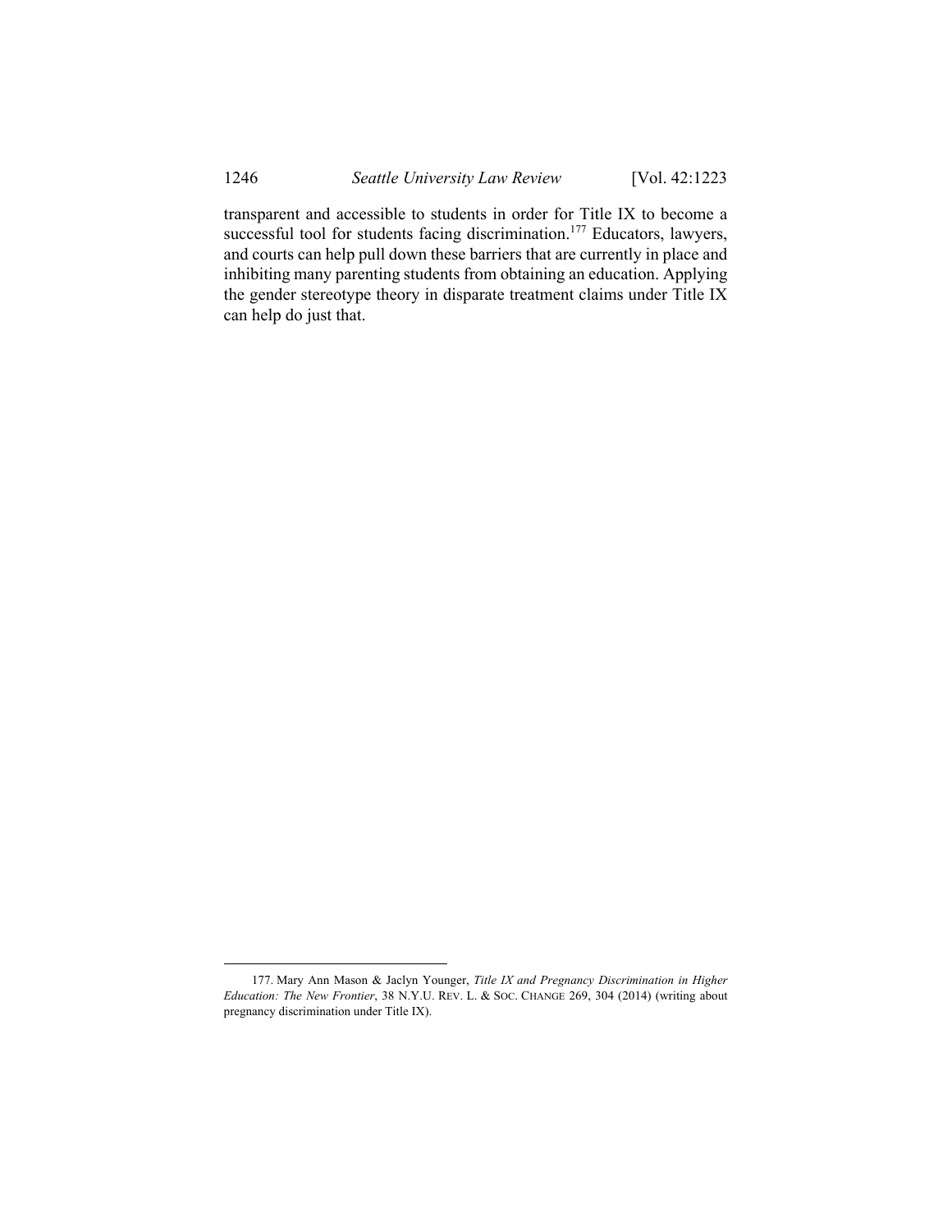transparent and accessible to students in order for Title IX to become a successful tool for students facing discrimination.[177] Educators, lawyers, and courts can help pull down these barriers that are currently in place and inhibiting many parenting students from obtaining an education. Applying the gender stereotype theory in disparate treatment claims under Title IX can help do just that.

---

177. Mary Ann Mason & Jaclyn Younger, *Title IX and Pregnancy Discrimination in Higher Education: The New Frontier*, 38 N.Y.U. REV. L. & SOC. CHANGE 269, 304 (2014) (writing about pregnancy discrimination under Title IX).